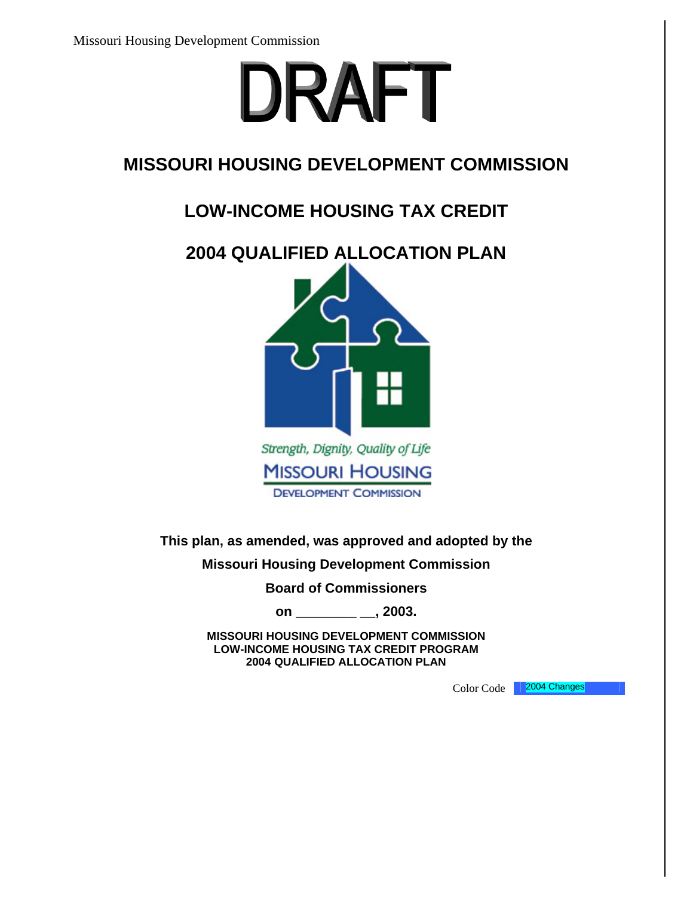Missouri Housing Development Commission

# DRAFT

# MISSOURI HOUSING DEVELOPMENT COMMISSION

## LOW-INCOME HOUSING TAX CREDIT

## 2004 QUALIFIED ALLOCATION PLAN

*Strength, Dignity, Quality of Life*

MISSOURI HOUSING

DEVELOPMENT COMMISSION

**This plan, as amended, was approved and adopted by the**

**Missouri Housing Development Commission**

**Board of Commissioners**

**on ________ __, 2003.**

**MISSOURI HOUSING DEVELOPMENT COMMISSION**
**LOW-INCOME HOUSING TAX CREDIT PROGRAM**
**2004 QUALIFIED ALLOCATION PLAN**

Color Code 2004 Changes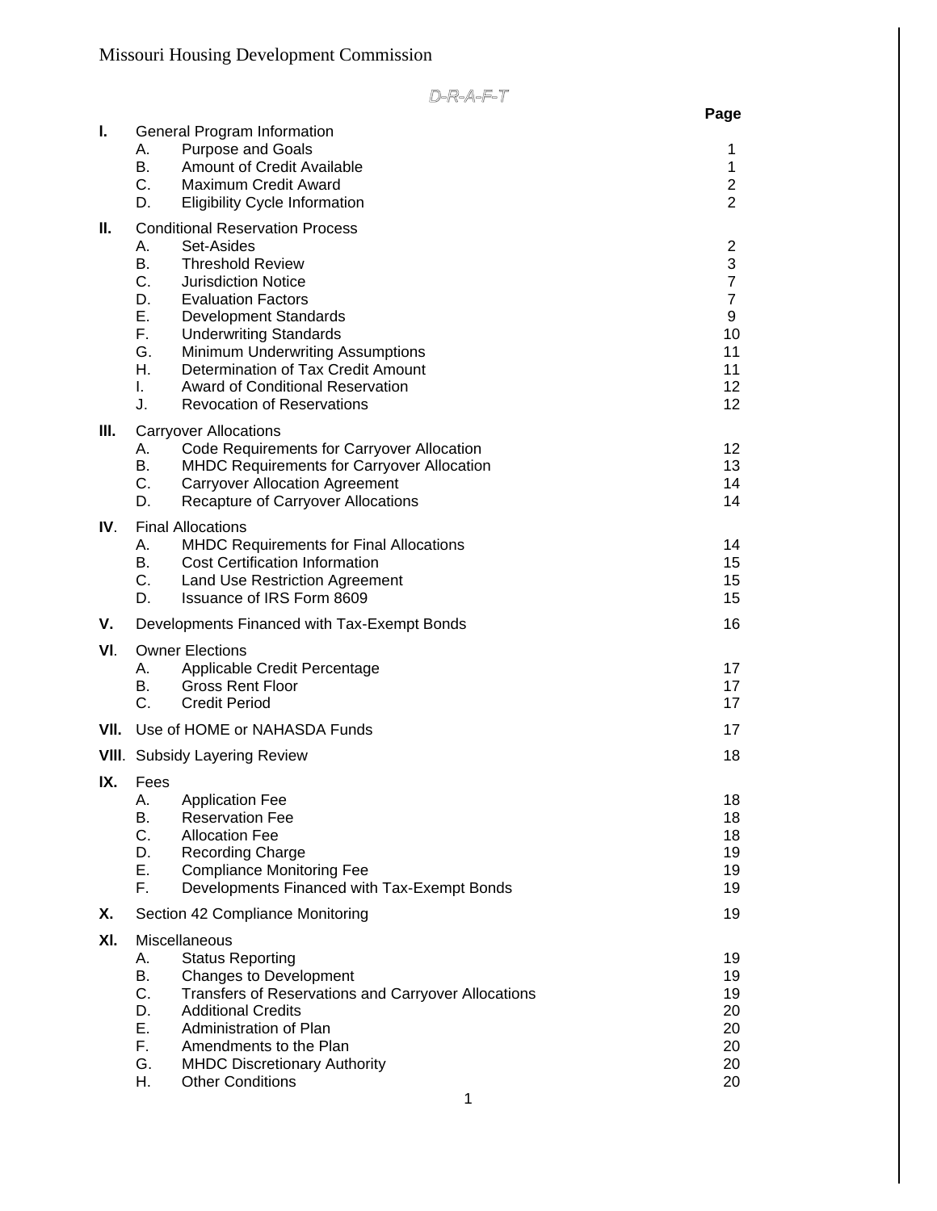Missouri Housing Development Commission

*D-R-A-F-T*

| | | Page |
|---|---|---|
| **I.** | General Program Information | |
| | A. Purpose and Goals | 1 |
| | B. Amount of Credit Available | 1 |
| | C. Maximum Credit Award | 2 |
| | D. Eligibility Cycle Information | 2 |
| **II.** | Conditional Reservation Process | |
| | A. Set-Asides | 2 |
| | B. Threshold Review | 3 |
| | C. Jurisdiction Notice | 7 |
| | D. Evaluation Factors | 7 |
| | E. Development Standards | 9 |
| | F. Underwriting Standards | 10 |
| | G. Minimum Underwriting Assumptions | 11 |
| | H. Determination of Tax Credit Amount | 11 |
| | I. Award of Conditional Reservation | 12 |
| | J. Revocation of Reservations | 12 |
| **III.** | Carryover Allocations | |
| | A. Code Requirements for Carryover Allocation | 12 |
| | B. MHDC Requirements for Carryover Allocation | 13 |
| | C. Carryover Allocation Agreement | 14 |
| | D. Recapture of Carryover Allocations | 14 |
| **IV**. | Final Allocations | |
| | A. MHDC Requirements for Final Allocations | 14 |
| | B. Cost Certification Information | 15 |
| | C. Land Use Restriction Agreement | 15 |
| | D. Issuance of IRS Form 8609 | 15 |
| **V.** | Developments Financed with Tax-Exempt Bonds | 16 |
| **VI**. | Owner Elections | |
| | A. Applicable Credit Percentage | 17 |
| | B. Gross Rent Floor | 17 |
| | C. Credit Period | 17 |
| **VII.** | Use of HOME or NAHASDA Funds | 17 |
| **VIII**. | Subsidy Layering Review | 18 |
| **IX.** | Fees | |
| | A. Application Fee | 18 |
| | B. Reservation Fee | 18 |
| | C. Allocation Fee | 18 |
| | D. Recording Charge | 19 |
| | E. Compliance Monitoring Fee | 19 |
| | F. Developments Financed with Tax-Exempt Bonds | 19 |
| **X.** | Section 42 Compliance Monitoring | 19 |
| **XI.** | Miscellaneous | |
| | A. Status Reporting | 19 |
| | B. Changes to Development | 19 |
| | C. Transfers of Reservations and Carryover Allocations | 19 |
| | D. Additional Credits | 20 |
| | E. Administration of Plan | 20 |
| | F. Amendments to the Plan | 20 |
| | G. MHDC Discretionary Authority | 20 |
| | H. Other Conditions | 20 |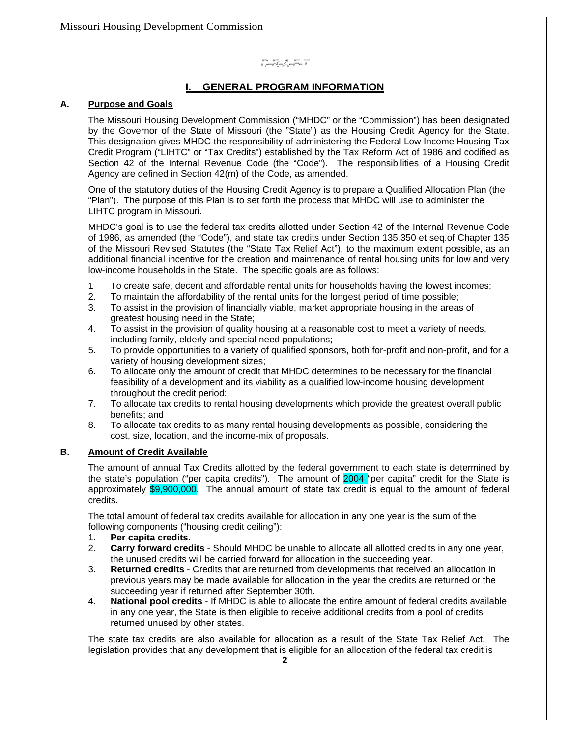D-R-A-F-T

# I. GENERAL PROGRAM INFORMATION

## A. Purpose and Goals

The Missouri Housing Development Commission ("MHDC" or the "Commission") has been designated by the Governor of the State of Missouri (the "State") as the Housing Credit Agency for the State. This designation gives MHDC the responsibility of administering the Federal Low Income Housing Tax Credit Program ("LIHTC" or "Tax Credits") established by the Tax Reform Act of 1986 and codified as Section 42 of the Internal Revenue Code (the "Code"). The responsibilities of a Housing Credit Agency are defined in Section 42(m) of the Code, as amended.

One of the statutory duties of the Housing Credit Agency is to prepare a Qualified Allocation Plan (the "Plan"). The purpose of this Plan is to set forth the process that MHDC will use to administer the LIHTC program in Missouri.

MHDC's goal is to use the federal tax credits allotted under Section 42 of the Internal Revenue Code of 1986, as amended (the "Code"), and state tax credits under Section 135.350 et seq.of Chapter 135 of the Missouri Revised Statutes (the "State Tax Relief Act"), to the maximum extent possible, as an additional financial incentive for the creation and maintenance of rental housing units for low and very low-income households in the State. The specific goals are as follows:

1 To create safe, decent and affordable rental units for households having the lowest incomes;
2. To maintain the affordability of the rental units for the longest period of time possible;
3. To assist in the provision of financially viable, market appropriate housing in the areas of greatest housing need in the State;
4. To assist in the provision of quality housing at a reasonable cost to meet a variety of needs, including family, elderly and special need populations;
5. To provide opportunities to a variety of qualified sponsors, both for-profit and non-profit, and for a variety of housing development sizes;
6. To allocate only the amount of credit that MHDC determines to be necessary for the financial feasibility of a development and its viability as a qualified low-income housing development throughout the credit period;
7. To allocate tax credits to rental housing developments which provide the greatest overall public benefits; and
8. To allocate tax credits to as many rental housing developments as possible, considering the cost, size, location, and the income-mix of proposals.

## B. Amount of Credit Available

The amount of annual Tax Credits allotted by the federal government to each state is determined by the state's population ("per capita credits"). The amount of 2004 "per capita" credit for the State is approximately $9,900,000. The annual amount of state tax credit is equal to the amount of federal credits.

The total amount of federal tax credits available for allocation in any one year is the sum of the following components ("housing credit ceiling"):

1. **Per capita credits**.
2. **Carry forward credits** - Should MHDC be unable to allocate all allotted credits in any one year, the unused credits will be carried forward for allocation in the succeeding year.
3. **Returned credits** - Credits that are returned from developments that received an allocation in previous years may be made available for allocation in the year the credits are returned or the succeeding year if returned after September 30th.
4. **National pool credits** - If MHDC is able to allocate the entire amount of federal credits available in any one year, the State is then eligible to receive additional credits from a pool of credits returned unused by other states.

The state tax credits are also available for allocation as a result of the State Tax Relief Act. The legislation provides that any development that is eligible for an allocation of the federal tax credit is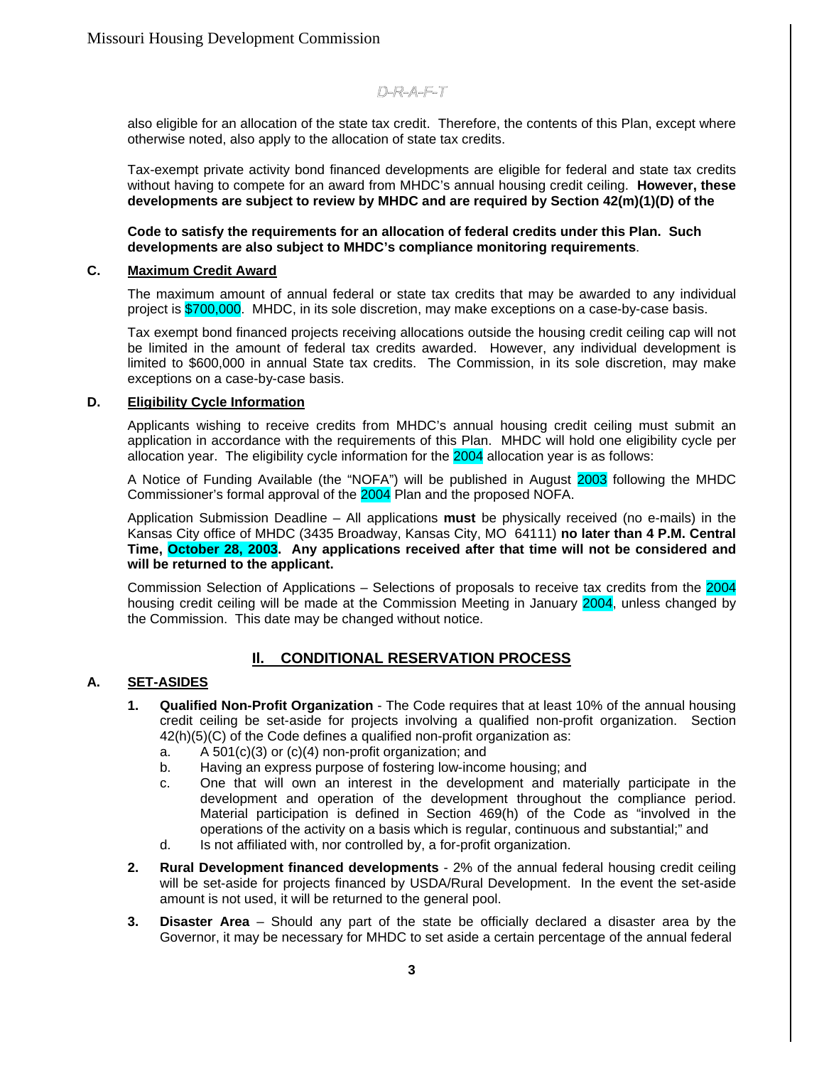D-R-A-F-T

also eligible for an allocation of the state tax credit. Therefore, the contents of this Plan, except where otherwise noted, also apply to the allocation of state tax credits.

Tax-exempt private activity bond financed developments are eligible for federal and state tax credits without having to compete for an award from MHDC's annual housing credit ceiling. **However, these developments are subject to review by MHDC and are required by Section 42(m)(1)(D) of the**

**Code to satisfy the requirements for an allocation of federal credits under this Plan. Such developments are also subject to MHDC's compliance monitoring requirements**.

**C. Maximum Credit Award**

The maximum amount of annual federal or state tax credits that may be awarded to any individual project is $700,000. MHDC, in its sole discretion, may make exceptions on a case-by-case basis.

Tax exempt bond financed projects receiving allocations outside the housing credit ceiling cap will not be limited in the amount of federal tax credits awarded. However, any individual development is limited to $600,000 in annual State tax credits. The Commission, in its sole discretion, may make exceptions on a case-by-case basis.

**D. Eligibility Cycle Information**

Applicants wishing to receive credits from MHDC's annual housing credit ceiling must submit an application in accordance with the requirements of this Plan. MHDC will hold one eligibility cycle per allocation year. The eligibility cycle information for the 2004 allocation year is as follows:

A Notice of Funding Available (the "NOFA") will be published in August 2003 following the MHDC Commissioner's formal approval of the 2004 Plan and the proposed NOFA.

Application Submission Deadline – All applications **must** be physically received (no e-mails) in the Kansas City office of MHDC (3435 Broadway, Kansas City, MO 64111) **no later than 4 P.M. Central Time, October 28, 2003. Any applications received after that time will not be considered and will be returned to the applicant.**

Commission Selection of Applications – Selections of proposals to receive tax credits from the 2004 housing credit ceiling will be made at the Commission Meeting in January 2004, unless changed by the Commission. This date may be changed without notice.

## II. CONDITIONAL RESERVATION PROCESS

**A. SET-ASIDES**

1. **Qualified Non-Profit Organization** - The Code requires that at least 10% of the annual housing credit ceiling be set-aside for projects involving a qualified non-profit organization. Section 42(h)(5)(C) of the Code defines a qualified non-profit organization as:
   a. A 501(c)(3) or (c)(4) non-profit organization; and
   b. Having an express purpose of fostering low-income housing; and
   c. One that will own an interest in the development and materially participate in the development and operation of the development throughout the compliance period. Material participation is defined in Section 469(h) of the Code as "involved in the operations of the activity on a basis which is regular, continuous and substantial;" and
   d. Is not affiliated with, nor controlled by, a for-profit organization.

2. **Rural Development financed developments** - 2% of the annual federal housing credit ceiling will be set-aside for projects financed by USDA/Rural Development. In the event the set-aside amount is not used, it will be returned to the general pool.

3. **Disaster Area** – Should any part of the state be officially declared a disaster area by the Governor, it may be necessary for MHDC to set aside a certain percentage of the annual federal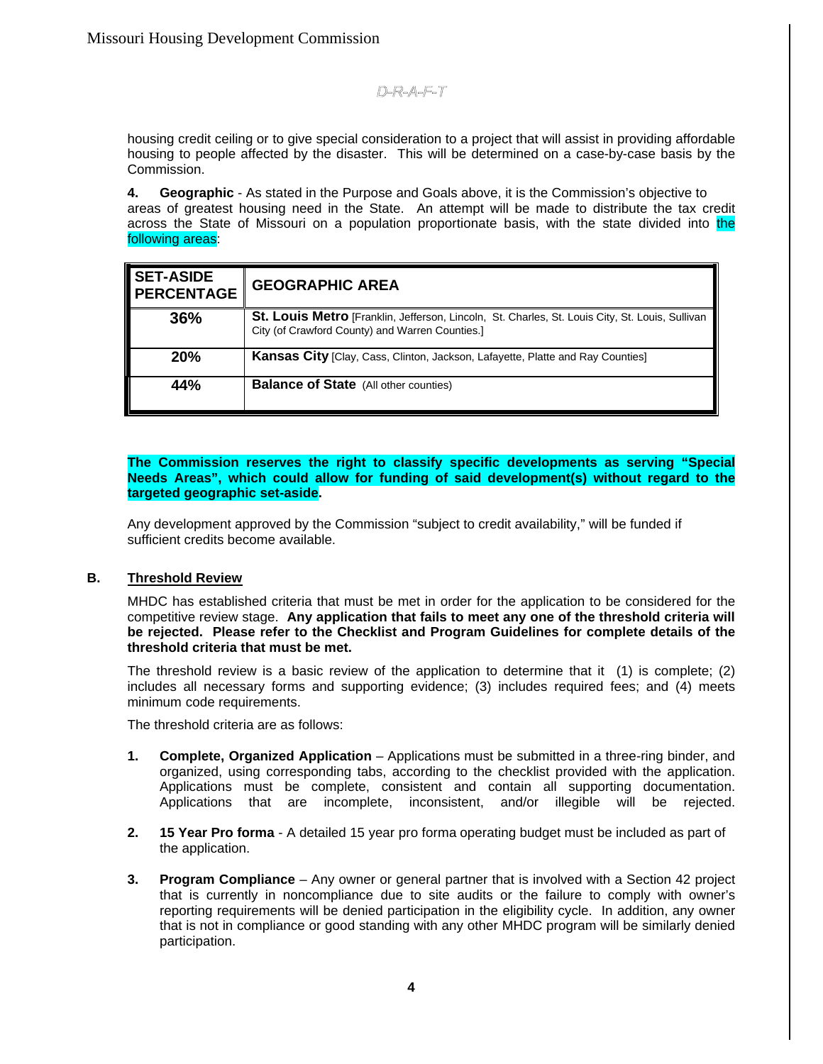D-R-A-F-T

housing credit ceiling or to give special consideration to a project that will assist in providing affordable housing to people affected by the disaster. This will be determined on a case-by-case basis by the Commission.

**4. Geographic** - As stated in the Purpose and Goals above, it is the Commission's objective to areas of greatest housing need in the State. An attempt will be made to distribute the tax credit across the State of Missouri on a population proportionate basis, with the state divided into the following areas:

| SET-ASIDE PERCENTAGE | GEOGRAPHIC AREA |
|---|---|
| **36%** | **St. Louis Metro** [Franklin, Jefferson, Lincoln, St. Charles, St. Louis City, St. Louis, Sullivan City (of Crawford County) and Warren Counties.] |
| **20%** | **Kansas City** [Clay, Cass, Clinton, Jackson, Lafayette, Platte and Ray Counties] |
| **44%** | **Balance of State** (All other counties) |

**The Commission reserves the right to classify specific developments as serving "Special Needs Areas", which could allow for funding of said development(s) without regard to the targeted geographic set-aside.**

Any development approved by the Commission "subject to credit availability," will be funded if sufficient credits become available.

## B. Threshold Review

MHDC has established criteria that must be met in order for the application to be considered for the competitive review stage. **Any application that fails to meet any one of the threshold criteria will be rejected. Please refer to the Checklist and Program Guidelines for complete details of the threshold criteria that must be met.**

The threshold review is a basic review of the application to determine that it (1) is complete; (2) includes all necessary forms and supporting evidence; (3) includes required fees; and (4) meets minimum code requirements.

The threshold criteria are as follows:

1. **Complete, Organized Application** – Applications must be submitted in a three-ring binder, and organized, using corresponding tabs, according to the checklist provided with the application. Applications must be complete, consistent and contain all supporting documentation. Applications that are incomplete, inconsistent, and/or illegible will be rejected.

2. **15 Year Pro forma** - A detailed 15 year pro forma operating budget must be included as part of the application.

3. **Program Compliance** – Any owner or general partner that is involved with a Section 42 project that is currently in noncompliance due to site audits or the failure to comply with owner's reporting requirements will be denied participation in the eligibility cycle. In addition, any owner that is not in compliance or good standing with any other MHDC program will be similarly denied participation.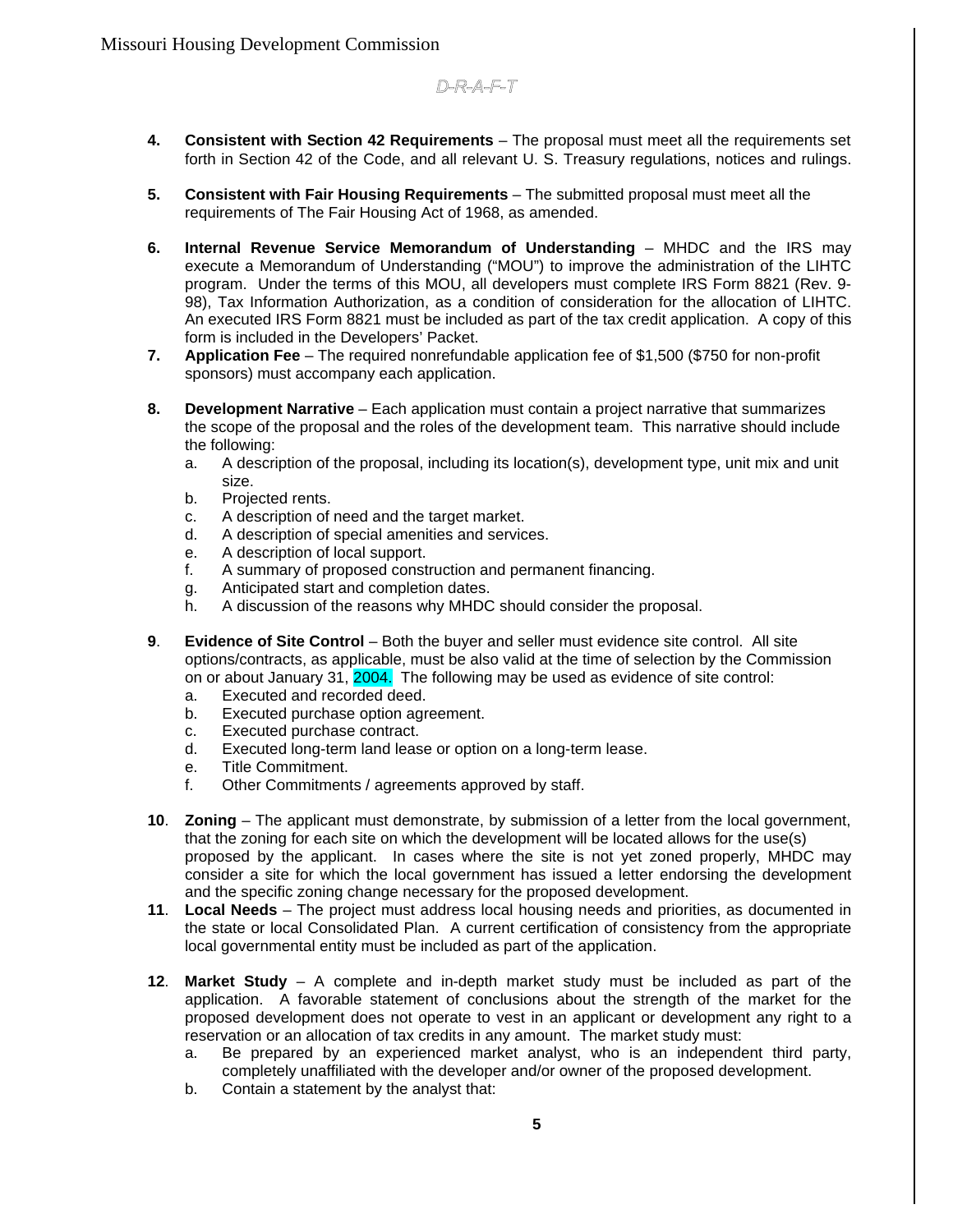D-R-A-F-T

**4.** **Consistent with Section 42 Requirements** – The proposal must meet all the requirements set forth in Section 42 of the Code, and all relevant U. S. Treasury regulations, notices and rulings.

**5.** **Consistent with Fair Housing Requirements** – The submitted proposal must meet all the requirements of The Fair Housing Act of 1968, as amended.

**6.** **Internal Revenue Service Memorandum of Understanding** – MHDC and the IRS may execute a Memorandum of Understanding ("MOU") to improve the administration of the LIHTC program. Under the terms of this MOU, all developers must complete IRS Form 8821 (Rev. 9-98), Tax Information Authorization, as a condition of consideration for the allocation of LIHTC. An executed IRS Form 8821 must be included as part of the tax credit application. A copy of this form is included in the Developers' Packet.

**7.** **Application Fee** – The required nonrefundable application fee of $1,500 ($750 for non-profit sponsors) must accompany each application.

**8.** **Development Narrative** – Each application must contain a project narrative that summarizes the scope of the proposal and the roles of the development team. This narrative should include the following:

a. A description of the proposal, including its location(s), development type, unit mix and unit size.
b. Projected rents.
c. A description of need and the target market.
d. A description of special amenities and services.
e. A description of local support.
f. A summary of proposed construction and permanent financing.
g. Anticipated start and completion dates.
h. A discussion of the reasons why MHDC should consider the proposal.

**9**. **Evidence of Site Control** – Both the buyer and seller must evidence site control. All site options/contracts, as applicable, must be also valid at the time of selection by the Commission on or about January 31, 2004. The following may be used as evidence of site control:

a. Executed and recorded deed.
b. Executed purchase option agreement.
c. Executed purchase contract.
d. Executed long-term land lease or option on a long-term lease.
e. Title Commitment.
f. Other Commitments / agreements approved by staff.

**10**. **Zoning** – The applicant must demonstrate, by submission of a letter from the local government, that the zoning for each site on which the development will be located allows for the use(s) proposed by the applicant. In cases where the site is not yet zoned properly, MHDC may consider a site for which the local government has issued a letter endorsing the development and the specific zoning change necessary for the proposed development.

**11**. **Local Needs** – The project must address local housing needs and priorities, as documented in the state or local Consolidated Plan. A current certification of consistency from the appropriate local governmental entity must be included as part of the application.

**12**. **Market Study** – A complete and in-depth market study must be included as part of the application. A favorable statement of conclusions about the strength of the market for the proposed development does not operate to vest in an applicant or development any right to a reservation or an allocation of tax credits in any amount. The market study must:

a. Be prepared by an experienced market analyst, who is an independent third party, completely unaffiliated with the developer and/or owner of the proposed development.
b. Contain a statement by the analyst that: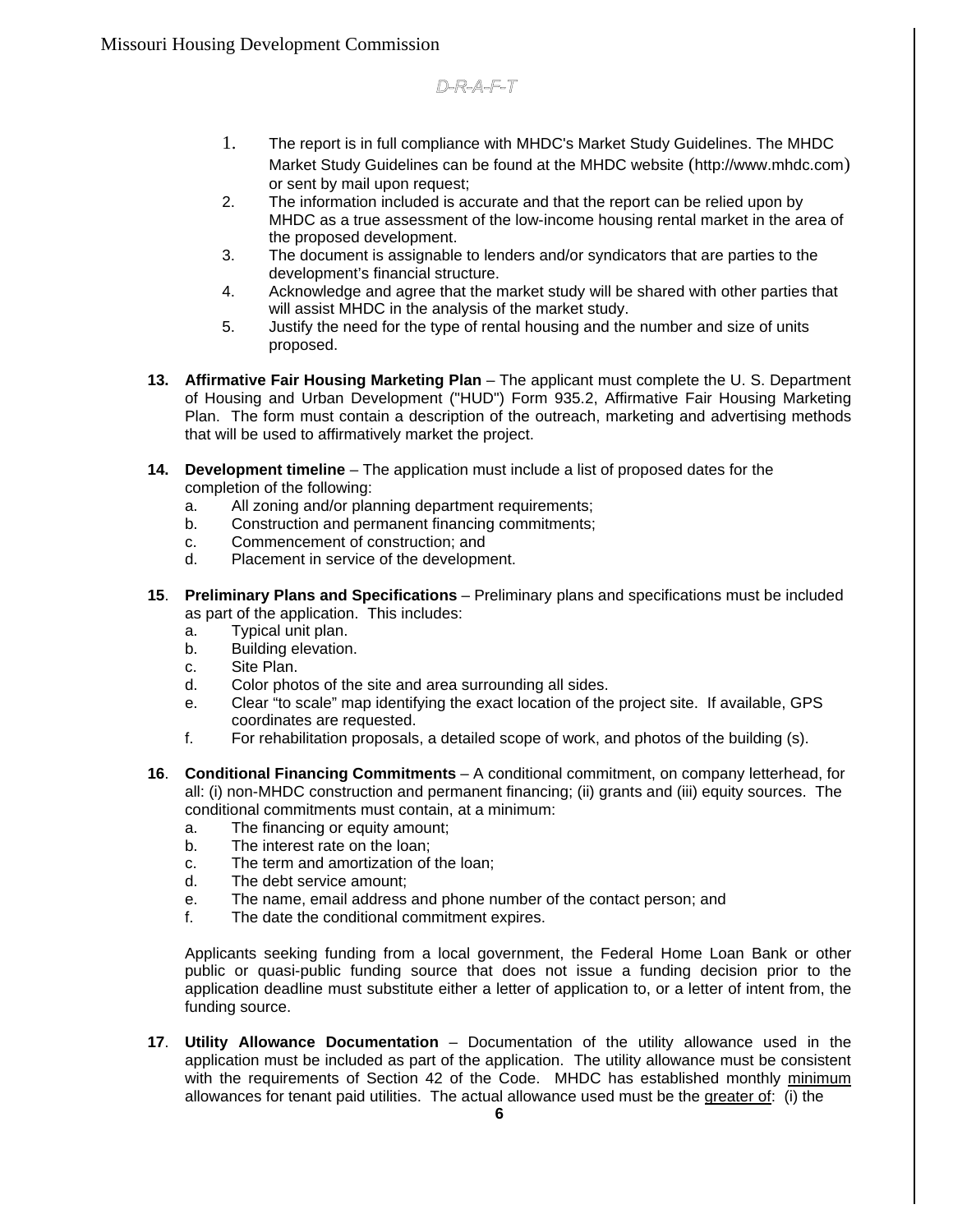D-R-A-F-T

1. The report is in full compliance with MHDC's Market Study Guidelines. The MHDC Market Study Guidelines can be found at the MHDC website (http://www.mhdc.com) or sent by mail upon request;
2. The information included is accurate and that the report can be relied upon by MHDC as a true assessment of the low-income housing rental market in the area of the proposed development.
3. The document is assignable to lenders and/or syndicators that are parties to the development's financial structure.
4. Acknowledge and agree that the market study will be shared with other parties that will assist MHDC in the analysis of the market study.
5. Justify the need for the type of rental housing and the number and size of units proposed.

**13. Affirmative Fair Housing Marketing Plan** – The applicant must complete the U. S. Department of Housing and Urban Development ("HUD") Form 935.2, Affirmative Fair Housing Marketing Plan. The form must contain a description of the outreach, marketing and advertising methods that will be used to affirmatively market the project.

**14. Development timeline** – The application must include a list of proposed dates for the completion of the following:

a. All zoning and/or planning department requirements;
b. Construction and permanent financing commitments;
c. Commencement of construction; and
d. Placement in service of the development.

**15**. **Preliminary Plans and Specifications** – Preliminary plans and specifications must be included as part of the application. This includes:

a. Typical unit plan.
b. Building elevation.
c. Site Plan.
d. Color photos of the site and area surrounding all sides.
e. Clear "to scale" map identifying the exact location of the project site. If available, GPS coordinates are requested.
f. For rehabilitation proposals, a detailed scope of work, and photos of the building (s).

**16**. **Conditional Financing Commitments** – A conditional commitment, on company letterhead, for all: (i) non-MHDC construction and permanent financing; (ii) grants and (iii) equity sources. The conditional commitments must contain, at a minimum:

a. The financing or equity amount;
b. The interest rate on the loan;
c. The term and amortization of the loan;
d. The debt service amount;
e. The name, email address and phone number of the contact person; and
f. The date the conditional commitment expires.

Applicants seeking funding from a local government, the Federal Home Loan Bank or other public or quasi-public funding source that does not issue a funding decision prior to the application deadline must substitute either a letter of application to, or a letter of intent from, the funding source.

**17**. **Utility Allowance Documentation** – Documentation of the utility allowance used in the application must be included as part of the application. The utility allowance must be consistent with the requirements of Section 42 of the Code. MHDC has established monthly <u>minimum</u> allowances for tenant paid utilities. The actual allowance used must be the <u>greater of</u>: (i) the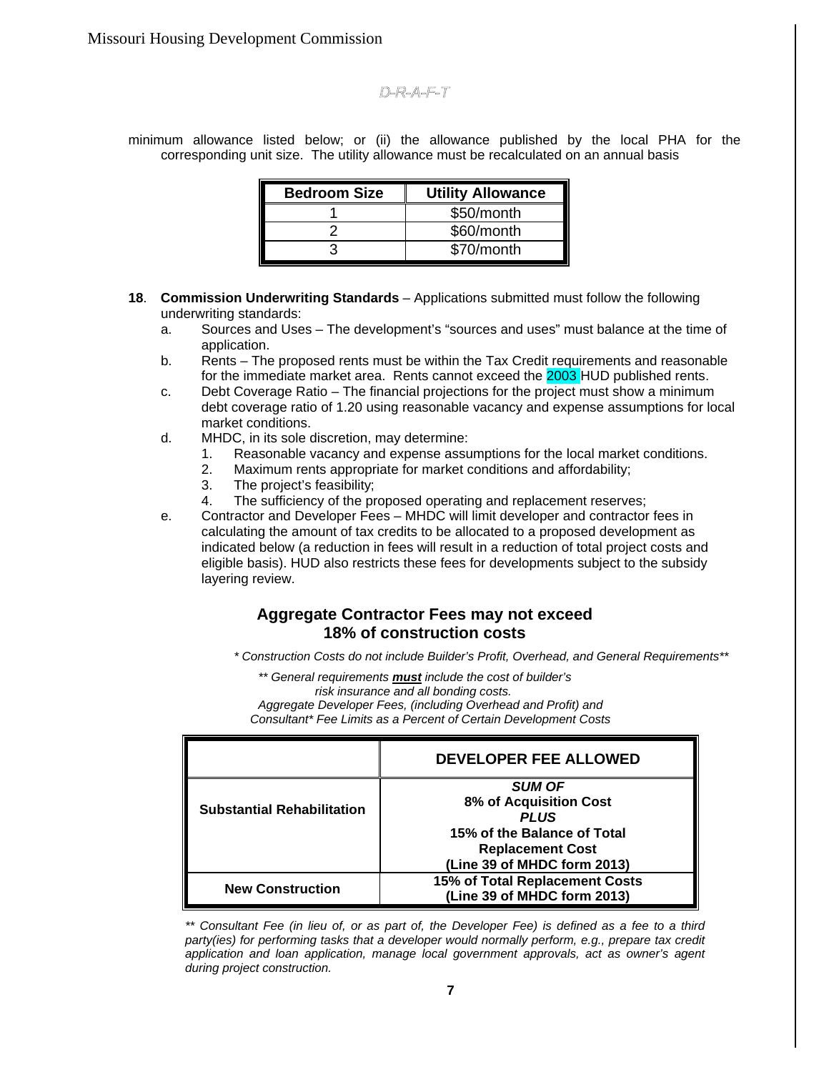D-R-A-F-T

minimum allowance listed below; or (ii) the allowance published by the local PHA for the corresponding unit size. The utility allowance must be recalculated on an annual basis

| Bedroom Size | Utility Allowance |
|---|---|
| 1 | $50/month |
| 2 | $60/month |
| 3 | $70/month |

**18**. **Commission Underwriting Standards** – Applications submitted must follow the following underwriting standards:

a. Sources and Uses – The development's "sources and uses" must balance at the time of application.

b. Rents – The proposed rents must be within the Tax Credit requirements and reasonable for the immediate market area. Rents cannot exceed the 2003 HUD published rents.

c. Debt Coverage Ratio – The financial projections for the project must show a minimum debt coverage ratio of 1.20 using reasonable vacancy and expense assumptions for local market conditions.

d. MHDC, in its sole discretion, may determine:
   1. Reasonable vacancy and expense assumptions for the local market conditions.
   2. Maximum rents appropriate for market conditions and affordability;
   3. The project's feasibility;
   4. The sufficiency of the proposed operating and replacement reserves;

e. Contractor and Developer Fees – MHDC will limit developer and contractor fees in calculating the amount of tax credits to be allocated to a proposed development as indicated below (a reduction in fees will result in a reduction of total project costs and eligible basis). HUD also restricts these fees for developments subject to the subsidy layering review.

**Aggregate Contractor Fees may not exceed 18% of construction costs**

*\* Construction Costs do not include Builder's Profit, Overhead, and General Requirements\*\**

*\*\* General requirements **must** include the cost of builder's risk insurance and all bonding costs.*

*Aggregate Developer Fees, (including Overhead and Profit) and Consultant\* Fee Limits as a Percent of Certain Development Costs*

| | DEVELOPER FEE ALLOWED |
|---|---|
| **Substantial Rehabilitation** | ***SUM OF*** **8% of Acquisition Cost** ***PLUS*** **15% of the Balance of Total Replacement Cost (Line 39 of MHDC form 2013)** |
| **New Construction** | **15% of Total Replacement Costs (Line 39 of MHDC form 2013)** |

*\*\* Consultant Fee (in lieu of, or as part of, the Developer Fee) is defined as a fee to a third party(ies) for performing tasks that a developer would normally perform, e.g., prepare tax credit application and loan application, manage local government approvals, act as owner's agent during project construction.*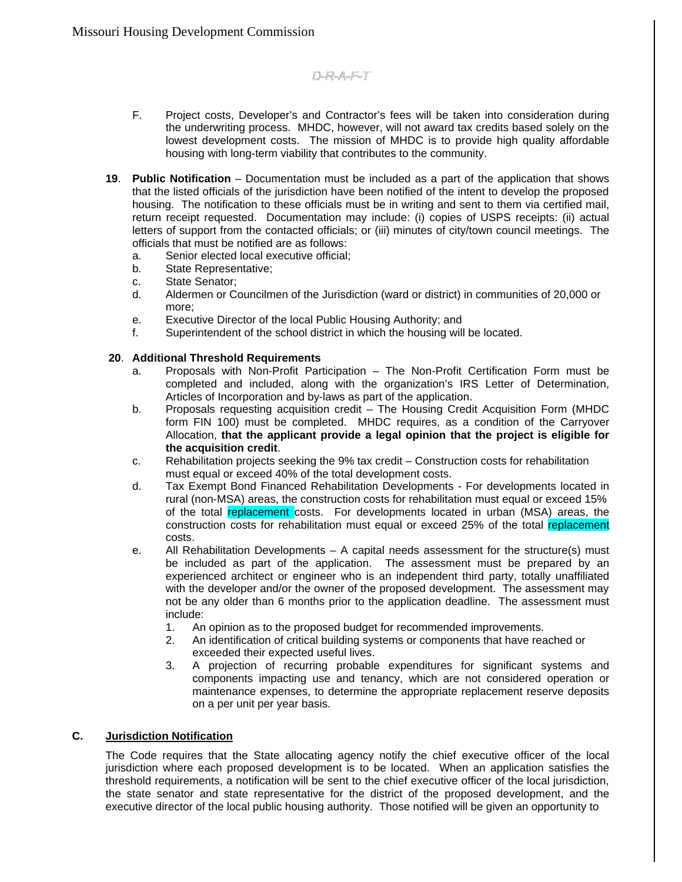D-R-A-F-T

F. Project costs, Developer's and Contractor's fees will be taken into consideration during the underwriting process. MHDC, however, will not award tax credits based solely on the lowest development costs. The mission of MHDC is to provide high quality affordable housing with long-term viability that contributes to the community.

**19**. **Public Notification** – Documentation must be included as a part of the application that shows that the listed officials of the jurisdiction have been notified of the intent to develop the proposed housing. The notification to these officials must be in writing and sent to them via certified mail, return receipt requested. Documentation may include: (i) copies of USPS receipts: (ii) actual letters of support from the contacted officials; or (iii) minutes of city/town council meetings. The officials that must be notified are as follows:

a. Senior elected local executive official;
b. State Representative;
c. State Senator;
d. Aldermen or Councilmen of the Jurisdiction (ward or district) in communities of 20,000 or more;
e. Executive Director of the local Public Housing Authority; and
f. Superintendent of the school district in which the housing will be located.

**20**. **Additional Threshold Requirements**

a. Proposals with Non-Profit Participation – The Non-Profit Certification Form must be completed and included, along with the organization's IRS Letter of Determination, Articles of Incorporation and by-laws as part of the application.
b. Proposals requesting acquisition credit – The Housing Credit Acquisition Form (MHDC form FIN 100) must be completed. MHDC requires, as a condition of the Carryover Allocation, **that the applicant provide a legal opinion that the project is eligible for the acquisition credit**.
c. Rehabilitation projects seeking the 9% tax credit – Construction costs for rehabilitation must equal or exceed 40% of the total development costs.
d. Tax Exempt Bond Financed Rehabilitation Developments - For developments located in rural (non-MSA) areas, the construction costs for rehabilitation must equal or exceed 15% of the total replacement costs. For developments located in urban (MSA) areas, the construction costs for rehabilitation must equal or exceed 25% of the total replacement costs.
e. All Rehabilitation Developments – A capital needs assessment for the structure(s) must be included as part of the application. The assessment must be prepared by an experienced architect or engineer who is an independent third party, totally unaffiliated with the developer and/or the owner of the proposed development. The assessment may not be any older than 6 months prior to the application deadline. The assessment must include:
    1. An opinion as to the proposed budget for recommended improvements.
    2. An identification of critical building systems or components that have reached or exceeded their expected useful lives.
    3. A projection of recurring probable expenditures for significant systems and components impacting use and tenancy, which are not considered operation or maintenance expenses, to determine the appropriate replacement reserve deposits on a per unit per year basis.

## C. Jurisdiction Notification

The Code requires that the State allocating agency notify the chief executive officer of the local jurisdiction where each proposed development is to be located. When an application satisfies the threshold requirements, a notification will be sent to the chief executive officer of the local jurisdiction, the state senator and state representative for the district of the proposed development, and the executive director of the local public housing authority. Those notified will be given an opportunity to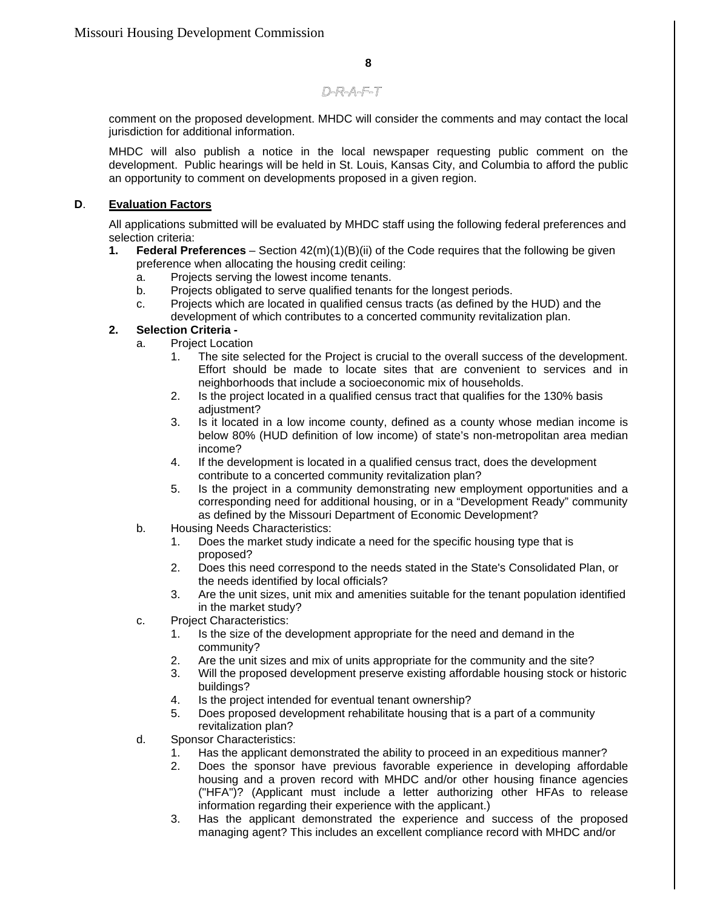D-R-A-F-T

comment on the proposed development. MHDC will consider the comments and may contact the local jurisdiction for additional information.

MHDC will also publish a notice in the local newspaper requesting public comment on the development. Public hearings will be held in St. Louis, Kansas City, and Columbia to afford the public an opportunity to comment on developments proposed in a given region.

**D**. **Evaluation Factors**

All applications submitted will be evaluated by MHDC staff using the following federal preferences and selection criteria:

1. **Federal Preferences** – Section 42(m)(1)(B)(ii) of the Code requires that the following be given preference when allocating the housing credit ceiling:
   a. Projects serving the lowest income tenants.
   b. Projects obligated to serve qualified tenants for the longest periods.
   c. Projects which are located in qualified census tracts (as defined by the HUD) and the development of which contributes to a concerted community revitalization plan.
2. **Selection Criteria -**
   a. Project Location
      1. The site selected for the Project is crucial to the overall success of the development. Effort should be made to locate sites that are convenient to services and in neighborhoods that include a socioeconomic mix of households.
      2. Is the project located in a qualified census tract that qualifies for the 130% basis adjustment?
      3. Is it located in a low income county, defined as a county whose median income is below 80% (HUD definition of low income) of state's non-metropolitan area median income?
      4. If the development is located in a qualified census tract, does the development contribute to a concerted community revitalization plan?
      5. Is the project in a community demonstrating new employment opportunities and a corresponding need for additional housing, or in a "Development Ready" community as defined by the Missouri Department of Economic Development?
   b. Housing Needs Characteristics:
      1. Does the market study indicate a need for the specific housing type that is proposed?
      2. Does this need correspond to the needs stated in the State's Consolidated Plan, or the needs identified by local officials?
      3. Are the unit sizes, unit mix and amenities suitable for the tenant population identified in the market study?
   c. Project Characteristics:
      1. Is the size of the development appropriate for the need and demand in the community?
      2. Are the unit sizes and mix of units appropriate for the community and the site?
      3. Will the proposed development preserve existing affordable housing stock or historic buildings?
      4. Is the project intended for eventual tenant ownership?
      5. Does proposed development rehabilitate housing that is a part of a community revitalization plan?
   d. Sponsor Characteristics:
      1. Has the applicant demonstrated the ability to proceed in an expeditious manner?
      2. Does the sponsor have previous favorable experience in developing affordable housing and a proven record with MHDC and/or other housing finance agencies ("HFA")? (Applicant must include a letter authorizing other HFAs to release information regarding their experience with the applicant.)
      3. Has the applicant demonstrated the experience and success of the proposed managing agent? This includes an excellent compliance record with MHDC and/or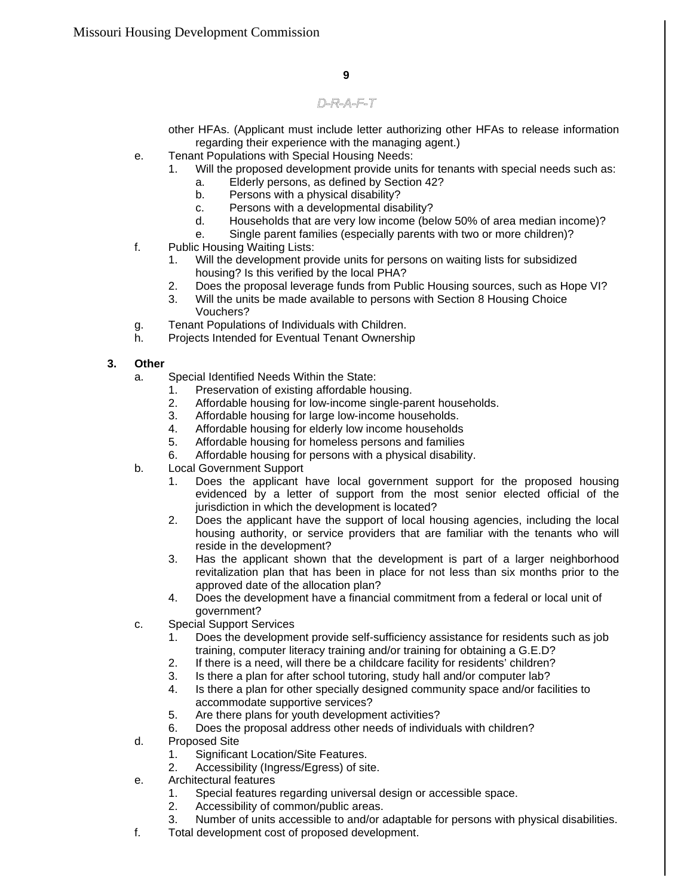D-R-A-F-T

other HFAs. (Applicant must include letter authorizing other HFAs to release information regarding their experience with the managing agent.)

- e. Tenant Populations with Special Housing Needs:
  1. Will the proposed development provide units for tenants with special needs such as:
     - a. Elderly persons, as defined by Section 42?
     - b. Persons with a physical disability?
     - c. Persons with a developmental disability?
     - d. Households that are very low income (below 50% of area median income)?
     - e. Single parent families (especially parents with two or more children)?
- f. Public Housing Waiting Lists:
  1. Will the development provide units for persons on waiting lists for subsidized housing? Is this verified by the local PHA?
  2. Does the proposal leverage funds from Public Housing sources, such as Hope VI?
  3. Will the units be made available to persons with Section 8 Housing Choice Vouchers?
- g. Tenant Populations of Individuals with Children.
- h. Projects Intended for Eventual Tenant Ownership

**3. Other**

- a. Special Identified Needs Within the State:
  1. Preservation of existing affordable housing.
  2. Affordable housing for low-income single-parent households.
  3. Affordable housing for large low-income households.
  4. Affordable housing for elderly low income households
  5. Affordable housing for homeless persons and families
  6. Affordable housing for persons with a physical disability.
- b. Local Government Support
  1. Does the applicant have local government support for the proposed housing evidenced by a letter of support from the most senior elected official of the jurisdiction in which the development is located?
  2. Does the applicant have the support of local housing agencies, including the local housing authority, or service providers that are familiar with the tenants who will reside in the development?
  3. Has the applicant shown that the development is part of a larger neighborhood revitalization plan that has been in place for not less than six months prior to the approved date of the allocation plan?
  4. Does the development have a financial commitment from a federal or local unit of government?
- c. Special Support Services
  1. Does the development provide self-sufficiency assistance for residents such as job training, computer literacy training and/or training for obtaining a G.E.D?
  2. If there is a need, will there be a childcare facility for residents' children?
  3. Is there a plan for after school tutoring, study hall and/or computer lab?
  4. Is there a plan for other specially designed community space and/or facilities to accommodate supportive services?
  5. Are there plans for youth development activities?
  6. Does the proposal address other needs of individuals with children?
- d. Proposed Site
  1. Significant Location/Site Features.
  2. Accessibility (Ingress/Egress) of site.
- e. Architectural features
  1. Special features regarding universal design or accessible space.
  2. Accessibility of common/public areas.
  3. Number of units accessible to and/or adaptable for persons with physical disabilities.
- f. Total development cost of proposed development.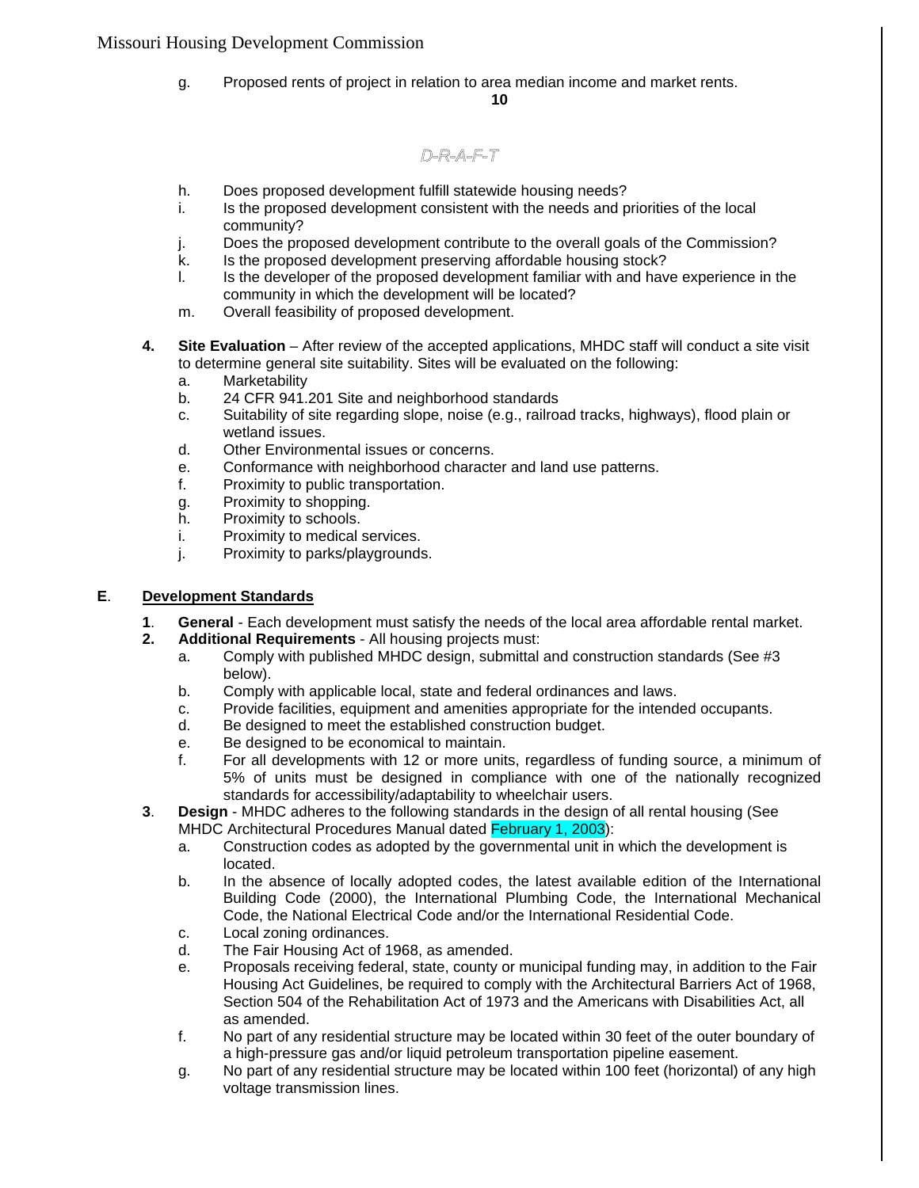g. Proposed rents of project in relation to area median income and market rents.

D-R-A-F-T

h. Does proposed development fulfill statewide housing needs?
i. Is the proposed development consistent with the needs and priorities of the local community?
j. Does the proposed development contribute to the overall goals of the Commission?
k. Is the proposed development preserving affordable housing stock?
l. Is the developer of the proposed development familiar with and have experience in the community in which the development will be located?
m. Overall feasibility of proposed development.

**4. Site Evaluation** – After review of the accepted applications, MHDC staff will conduct a site visit to determine general site suitability. Sites will be evaluated on the following:

a. Marketability
b. 24 CFR 941.201 Site and neighborhood standards
c. Suitability of site regarding slope, noise (e.g., railroad tracks, highways), flood plain or wetland issues.
d. Other Environmental issues or concerns.
e. Conformance with neighborhood character and land use patterns.
f. Proximity to public transportation.
g. Proximity to shopping.
h. Proximity to schools.
i. Proximity to medical services.
j. Proximity to parks/playgrounds.

## E. Development Standards

**1. General** - Each development must satisfy the needs of the local area affordable rental market.

**2. Additional Requirements** - All housing projects must:

a. Comply with published MHDC design, submittal and construction standards (See #3 below).
b. Comply with applicable local, state and federal ordinances and laws.
c. Provide facilities, equipment and amenities appropriate for the intended occupants.
d. Be designed to meet the established construction budget.
e. Be designed to be economical to maintain.
f. For all developments with 12 or more units, regardless of funding source, a minimum of 5% of units must be designed in compliance with one of the nationally recognized standards for accessibility/adaptability to wheelchair users.

**3. Design** - MHDC adheres to the following standards in the design of all rental housing (See MHDC Architectural Procedures Manual dated February 1, 2003):

a. Construction codes as adopted by the governmental unit in which the development is located.
b. In the absence of locally adopted codes, the latest available edition of the International Building Code (2000), the International Plumbing Code, the International Mechanical Code, the National Electrical Code and/or the International Residential Code.
c. Local zoning ordinances.
d. The Fair Housing Act of 1968, as amended.
e. Proposals receiving federal, state, county or municipal funding may, in addition to the Fair Housing Act Guidelines, be required to comply with the Architectural Barriers Act of 1968, Section 504 of the Rehabilitation Act of 1973 and the Americans with Disabilities Act, all as amended.
f. No part of any residential structure may be located within 30 feet of the outer boundary of a high-pressure gas and/or liquid petroleum transportation pipeline easement.
g. No part of any residential structure may be located within 100 feet (horizontal) of any high voltage transmission lines.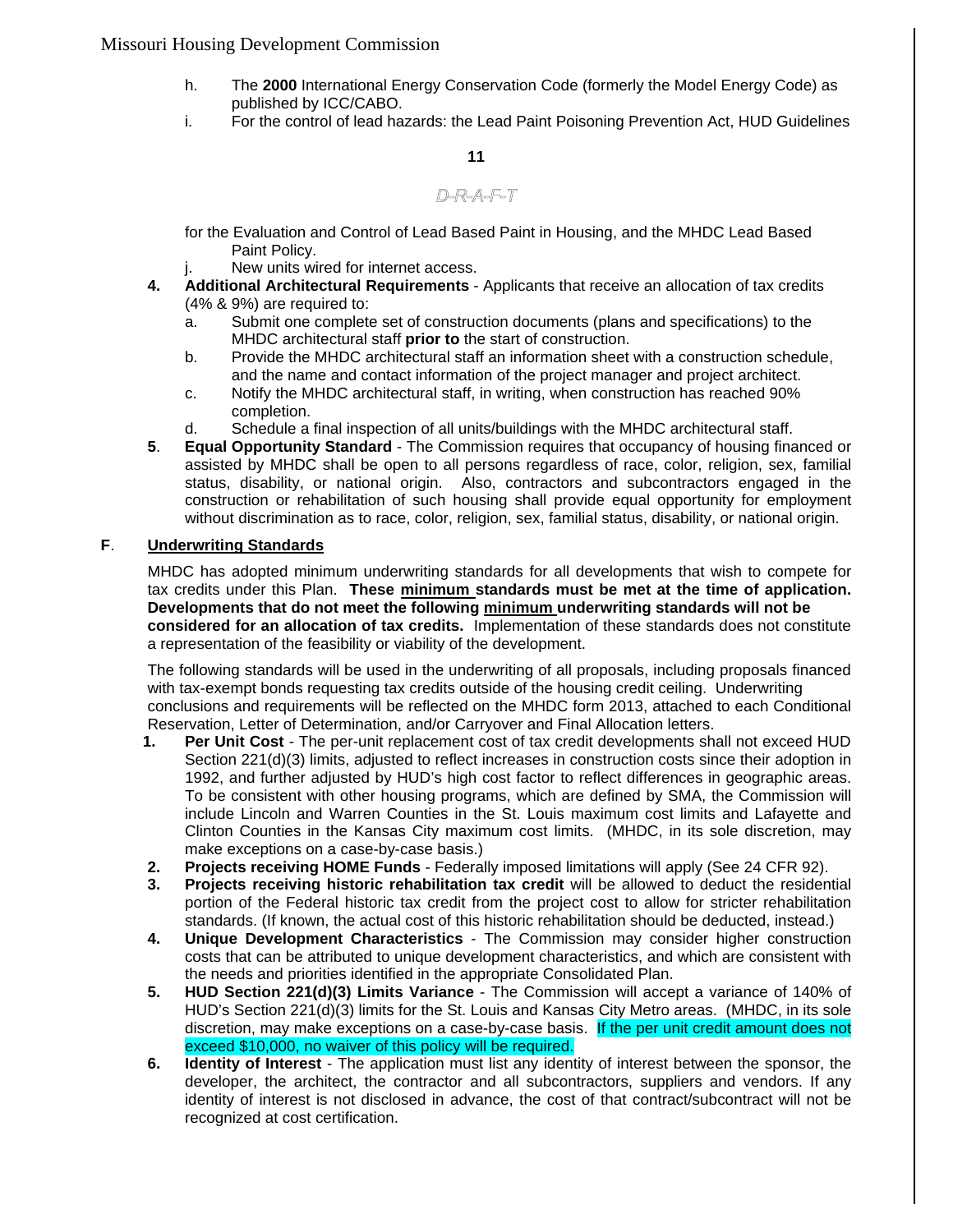h. The **2000** International Energy Conservation Code (formerly the Model Energy Code) as published by ICC/CABO.

i. For the control of lead hazards: the Lead Paint Poisoning Prevention Act, HUD Guidelines for the Evaluation and Control of Lead Based Paint in Housing, and the MHDC Lead Based Paint Policy.

j. New units wired for internet access.

**4. Additional Architectural Requirements** - Applicants that receive an allocation of tax credits (4% & 9%) are required to:

a. Submit one complete set of construction documents (plans and specifications) to the MHDC architectural staff **prior to** the start of construction.

b. Provide the MHDC architectural staff an information sheet with a construction schedule, and the name and contact information of the project manager and project architect.

c. Notify the MHDC architectural staff, in writing, when construction has reached 90% completion.

d. Schedule a final inspection of all units/buildings with the MHDC architectural staff.

**5. Equal Opportunity Standard** - The Commission requires that occupancy of housing financed or assisted by MHDC shall be open to all persons regardless of race, color, religion, sex, familial status, disability, or national origin. Also, contractors and subcontractors engaged in the construction or rehabilitation of such housing shall provide equal opportunity for employment without discrimination as to race, color, religion, sex, familial status, disability, or national origin.

## F. Underwriting Standards

MHDC has adopted minimum underwriting standards for all developments that wish to compete for tax credits under this Plan. **These minimum standards must be met at the time of application. Developments that do not meet the following minimum underwriting standards will not be considered for an allocation of tax credits.** Implementation of these standards does not constitute a representation of the feasibility or viability of the development.

The following standards will be used in the underwriting of all proposals, including proposals financed with tax-exempt bonds requesting tax credits outside of the housing credit ceiling. Underwriting conclusions and requirements will be reflected on the MHDC form 2013, attached to each Conditional Reservation, Letter of Determination, and/or Carryover and Final Allocation letters.

1. **Per Unit Cost** - The per-unit replacement cost of tax credit developments shall not exceed HUD Section 221(d)(3) limits, adjusted to reflect increases in construction costs since their adoption in 1992, and further adjusted by HUD's high cost factor to reflect differences in geographic areas. To be consistent with other housing programs, which are defined by SMA, the Commission will include Lincoln and Warren Counties in the St. Louis maximum cost limits and Lafayette and Clinton Counties in the Kansas City maximum cost limits. (MHDC, in its sole discretion, may make exceptions on a case-by-case basis.)
2. **Projects receiving HOME Funds** - Federally imposed limitations will apply (See 24 CFR 92).
3. **Projects receiving historic rehabilitation tax credit** will be allowed to deduct the residential portion of the Federal historic tax credit from the project cost to allow for stricter rehabilitation standards. (If known, the actual cost of this historic rehabilitation should be deducted, instead.)
4. **Unique Development Characteristics** - The Commission may consider higher construction costs that can be attributed to unique development characteristics, and which are consistent with the needs and priorities identified in the appropriate Consolidated Plan.
5. **HUD Section 221(d)(3) Limits Variance** - The Commission will accept a variance of 140% of HUD's Section 221(d)(3) limits for the St. Louis and Kansas City Metro areas. (MHDC, in its sole discretion, may make exceptions on a case-by-case basis. If the per unit credit amount does not exceed \$10,000, no waiver of this policy will be required.
6. **Identity of Interest** - The application must list any identity of interest between the sponsor, the developer, the architect, the contractor and all subcontractors, suppliers and vendors. If any identity of interest is not disclosed in advance, the cost of that contract/subcontract will not be recognized at cost certification.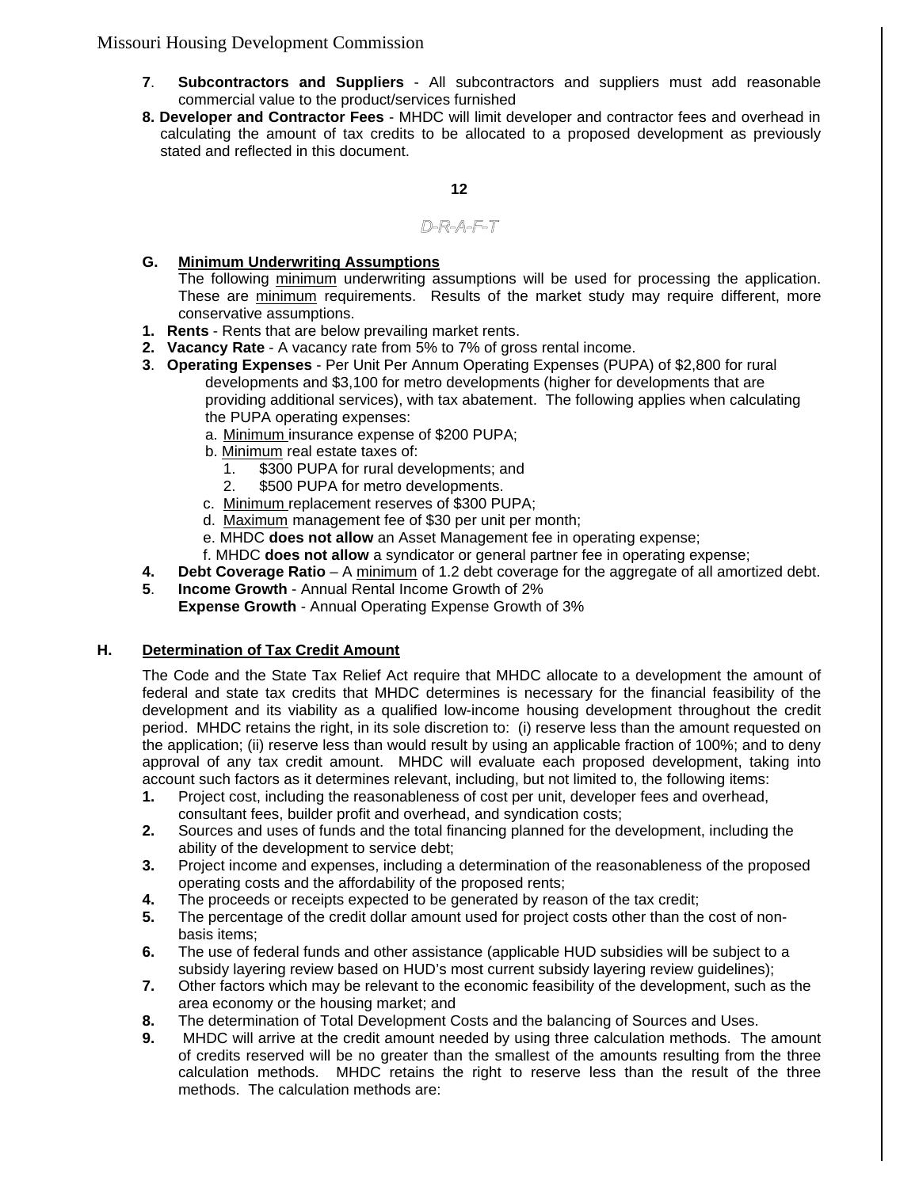7. **Subcontractors and Suppliers** - All subcontractors and suppliers must add reasonable commercial value to the product/services furnished

8. **Developer and Contractor Fees** - MHDC will limit developer and contractor fees and overhead in calculating the amount of tax credits to be allocated to a proposed development as previously stated and reflected in this document.

D-R-A-F-T

**G. Minimum Underwriting Assumptions**

The following minimum underwriting assumptions will be used for processing the application. These are minimum requirements. Results of the market study may require different, more conservative assumptions.

1. **Rents** - Rents that are below prevailing market rents.
2. **Vacancy Rate** - A vacancy rate from 5% to 7% of gross rental income.
3. **Operating Expenses** - Per Unit Per Annum Operating Expenses (PUPA) of $2,800 for rural developments and $3,100 for metro developments (higher for developments that are providing additional services), with tax abatement. The following applies when calculating the PUPA operating expenses:
   a. Minimum insurance expense of $200 PUPA;
   b. Minimum real estate taxes of:
      1. $300 PUPA for rural developments; and
      2. $500 PUPA for metro developments.
   c. Minimum replacement reserves of $300 PUPA;
   d. Maximum management fee of $30 per unit per month;
   e. MHDC **does not allow** an Asset Management fee in operating expense;
   f. MHDC **does not allow** a syndicator or general partner fee in operating expense;
4. **Debt Coverage Ratio** – A minimum of 1.2 debt coverage for the aggregate of all amortized debt.
5. **Income Growth** - Annual Rental Income Growth of 2%
   **Expense Growth** - Annual Operating Expense Growth of 3%

**H. Determination of Tax Credit Amount**

The Code and the State Tax Relief Act require that MHDC allocate to a development the amount of federal and state tax credits that MHDC determines is necessary for the financial feasibility of the development and its viability as a qualified low-income housing development throughout the credit period. MHDC retains the right, in its sole discretion to: (i) reserve less than the amount requested on the application; (ii) reserve less than would result by using an applicable fraction of 100%; and to deny approval of any tax credit amount. MHDC will evaluate each proposed development, taking into account such factors as it determines relevant, including, but not limited to, the following items:

1. Project cost, including the reasonableness of cost per unit, developer fees and overhead, consultant fees, builder profit and overhead, and syndication costs;
2. Sources and uses of funds and the total financing planned for the development, including the ability of the development to service debt;
3. Project income and expenses, including a determination of the reasonableness of the proposed operating costs and the affordability of the proposed rents;
4. The proceeds or receipts expected to be generated by reason of the tax credit;
5. The percentage of the credit dollar amount used for project costs other than the cost of non-basis items;
6. The use of federal funds and other assistance (applicable HUD subsidies will be subject to a subsidy layering review based on HUD's most current subsidy layering review guidelines);
7. Other factors which may be relevant to the economic feasibility of the development, such as the area economy or the housing market; and
8. The determination of Total Development Costs and the balancing of Sources and Uses.
9. MHDC will arrive at the credit amount needed by using three calculation methods. The amount of credits reserved will be no greater than the smallest of the amounts resulting from the three calculation methods. MHDC retains the right to reserve less than the result of the three methods. The calculation methods are: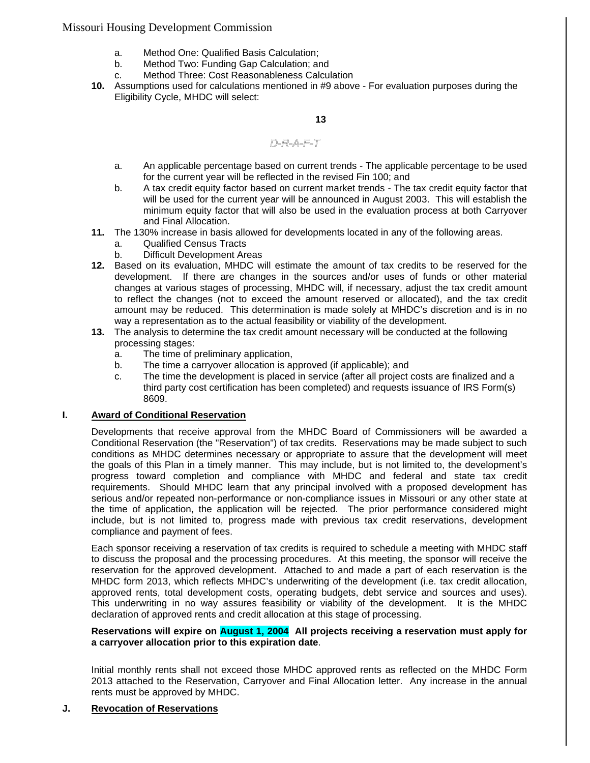a. Method One: Qualified Basis Calculation;
b. Method Two: Funding Gap Calculation; and
c. Method Three: Cost Reasonableness Calculation

**10.** Assumptions used for calculations mentioned in #9 above - For evaluation purposes during the Eligibility Cycle, MHDC will select:

a. An applicable percentage based on current trends - The applicable percentage to be used for the current year will be reflected in the revised Fin 100; and
b. A tax credit equity factor based on current market trends - The tax credit equity factor that will be used for the current year will be announced in August 2003. This will establish the minimum equity factor that will also be used in the evaluation process at both Carryover and Final Allocation.

**11.** The 130% increase in basis allowed for developments located in any of the following areas.
a. Qualified Census Tracts
b. Difficult Development Areas

**12.** Based on its evaluation, MHDC will estimate the amount of tax credits to be reserved for the development. If there are changes in the sources and/or uses of funds or other material changes at various stages of processing, MHDC will, if necessary, adjust the tax credit amount to reflect the changes (not to exceed the amount reserved or allocated), and the tax credit amount may be reduced. This determination is made solely at MHDC's discretion and is in no way a representation as to the actual feasibility or viability of the development.

**13.** The analysis to determine the tax credit amount necessary will be conducted at the following processing stages:
a. The time of preliminary application,
b. The time a carryover allocation is approved (if applicable); and
c. The time the development is placed in service (after all project costs are finalized and a third party cost certification has been completed) and requests issuance of IRS Form(s) 8609.

## I. Award of Conditional Reservation

Developments that receive approval from the MHDC Board of Commissioners will be awarded a Conditional Reservation (the "Reservation") of tax credits. Reservations may be made subject to such conditions as MHDC determines necessary or appropriate to assure that the development will meet the goals of this Plan in a timely manner. This may include, but is not limited to, the development's progress toward completion and compliance with MHDC and federal and state tax credit requirements. Should MHDC learn that any principal involved with a proposed development has serious and/or repeated non-performance or non-compliance issues in Missouri or any other state at the time of application, the application will be rejected. The prior performance considered might include, but is not limited to, progress made with previous tax credit reservations, development compliance and payment of fees.

Each sponsor receiving a reservation of tax credits is required to schedule a meeting with MHDC staff to discuss the proposal and the processing procedures. At this meeting, the sponsor will receive the reservation for the approved development. Attached to and made a part of each reservation is the MHDC form 2013, which reflects MHDC's underwriting of the development (i.e. tax credit allocation, approved rents, total development costs, operating budgets, debt service and sources and uses). This underwriting in no way assures feasibility or viability of the development. It is the MHDC declaration of approved rents and credit allocation at this stage of processing.

**Reservations will expire on August 1, 2004 All projects receiving a reservation must apply for a carryover allocation prior to this expiration date**.

Initial monthly rents shall not exceed those MHDC approved rents as reflected on the MHDC Form 2013 attached to the Reservation, Carryover and Final Allocation letter. Any increase in the annual rents must be approved by MHDC.

## J. Revocation of Reservations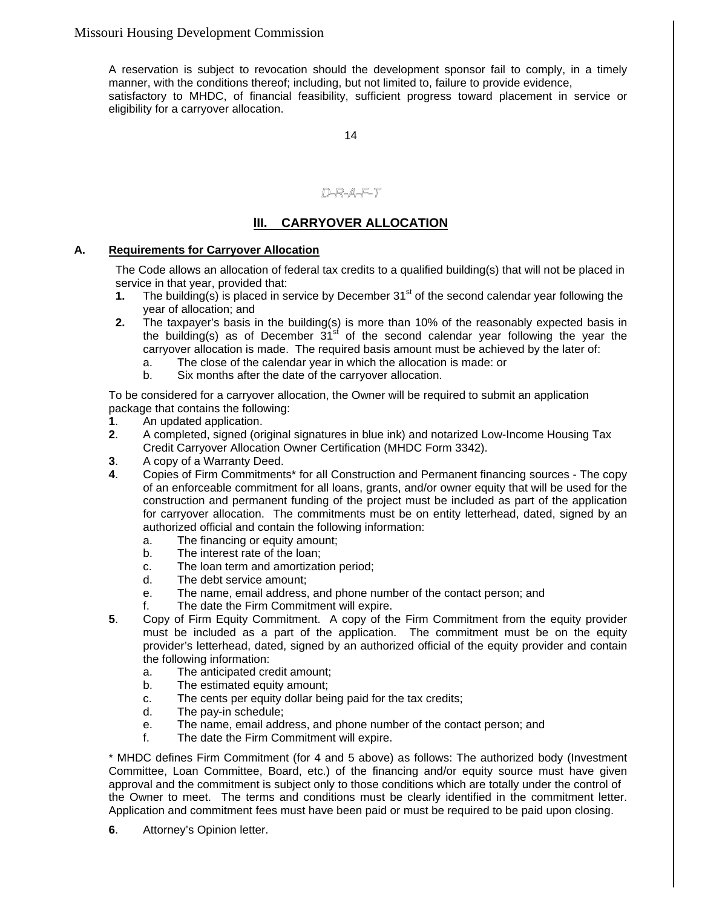A reservation is subject to revocation should the development sponsor fail to comply, in a timely manner, with the conditions thereof; including, but not limited to, failure to provide evidence, satisfactory to MHDC, of financial feasibility, sufficient progress toward placement in service or eligibility for a carryover allocation.

*D-R-A-F-T*

## III. CARRYOVER ALLOCATION

### A. Requirements for Carryover Allocation

The Code allows an allocation of federal tax credits to a qualified building(s) that will not be placed in service in that year, provided that:

1. The building(s) is placed in service by December 31st of the second calendar year following the year of allocation; and
2. The taxpayer's basis in the building(s) is more than 10% of the reasonably expected basis in the building(s) as of December 31st of the second calendar year following the year the carryover allocation is made. The required basis amount must be achieved by the later of:
   a. The close of the calendar year in which the allocation is made: or
   b. Six months after the date of the carryover allocation.

To be considered for a carryover allocation, the Owner will be required to submit an application package that contains the following:

1. An updated application.
2. A completed, signed (original signatures in blue ink) and notarized Low-Income Housing Tax Credit Carryover Allocation Owner Certification (MHDC Form 3342).
3. A copy of a Warranty Deed.
4. Copies of Firm Commitments* for all Construction and Permanent financing sources - The copy of an enforceable commitment for all loans, grants, and/or owner equity that will be used for the construction and permanent funding of the project must be included as part of the application for carryover allocation. The commitments must be on entity letterhead, dated, signed by an authorized official and contain the following information:
   a. The financing or equity amount;
   b. The interest rate of the loan;
   c. The loan term and amortization period;
   d. The debt service amount;
   e. The name, email address, and phone number of the contact person; and
   f. The date the Firm Commitment will expire.
5. Copy of Firm Equity Commitment. A copy of the Firm Commitment from the equity provider must be included as a part of the application. The commitment must be on the equity provider's letterhead, dated, signed by an authorized official of the equity provider and contain the following information:
   a. The anticipated credit amount;
   b. The estimated equity amount;
   c. The cents per equity dollar being paid for the tax credits;
   d. The pay-in schedule;
   e. The name, email address, and phone number of the contact person; and
   f. The date the Firm Commitment will expire.

\* MHDC defines Firm Commitment (for 4 and 5 above) as follows: The authorized body (Investment Committee, Loan Committee, Board, etc.) of the financing and/or equity source must have given approval and the commitment is subject only to those conditions which are totally under the control of the Owner to meet. The terms and conditions must be clearly identified in the commitment letter. Application and commitment fees must have been paid or must be required to be paid upon closing.

6. Attorney's Opinion letter.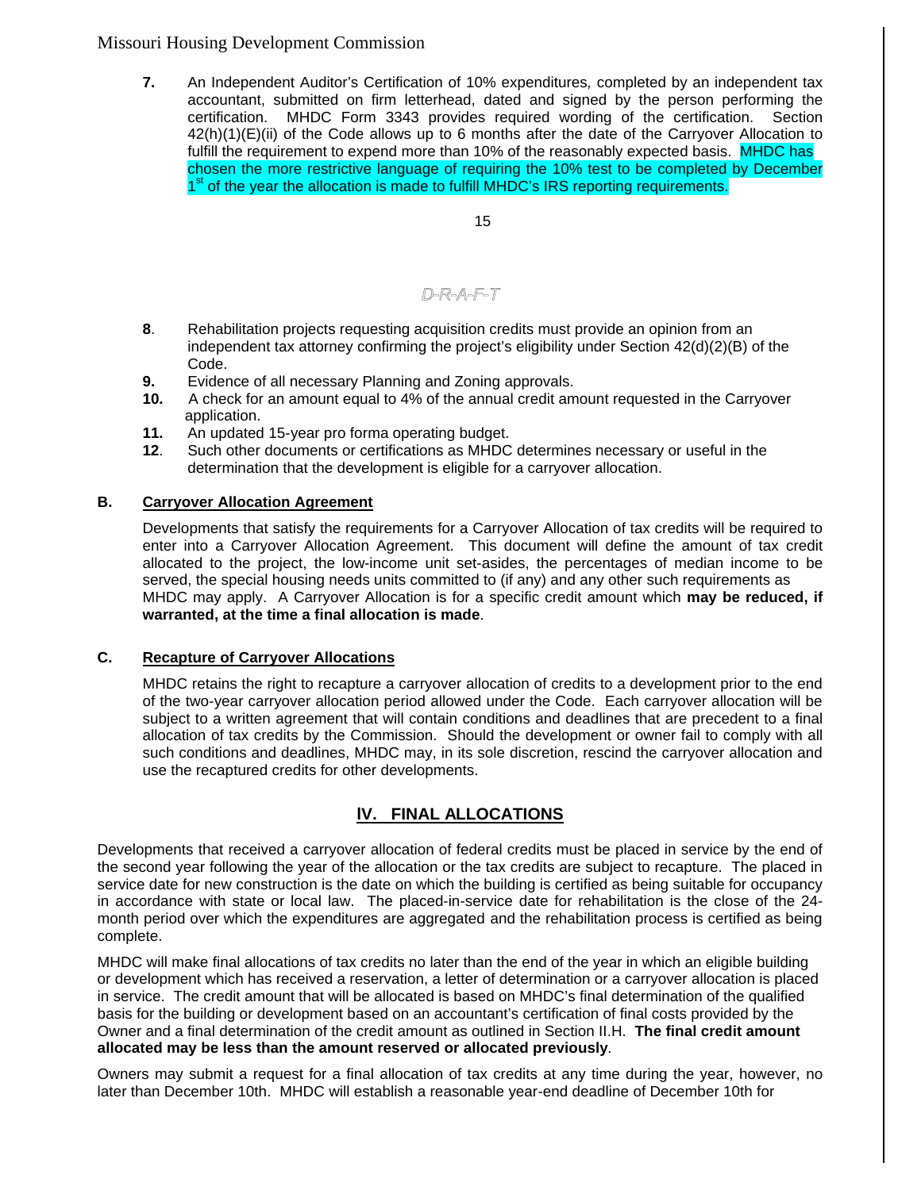**7.** An Independent Auditor's Certification of 10% expenditures, completed by an independent tax accountant, submitted on firm letterhead, dated and signed by the person performing the certification. MHDC Form 3343 provides required wording of the certification. Section 42(h)(1)(E)(ii) of the Code allows up to 6 months after the date of the Carryover Allocation to fulfill the requirement to expend more than 10% of the reasonably expected basis. MHDC has chosen the more restrictive language of requiring the 10% test to be completed by December 1st of the year the allocation is made to fulfill MHDC's IRS reporting requirements.

D-R-A-F-T

**8**. Rehabilitation projects requesting acquisition credits must provide an opinion from an independent tax attorney confirming the project's eligibility under Section 42(d)(2)(B) of the Code.

**9.** Evidence of all necessary Planning and Zoning approvals.

**10.** A check for an amount equal to 4% of the annual credit amount requested in the Carryover application.

**11.** An updated 15-year pro forma operating budget.

**12**. Such other documents or certifications as MHDC determines necessary or useful in the determination that the development is eligible for a carryover allocation.

### B. Carryover Allocation Agreement

Developments that satisfy the requirements for a Carryover Allocation of tax credits will be required to enter into a Carryover Allocation Agreement. This document will define the amount of tax credit allocated to the project, the low-income unit set-asides, the percentages of median income to be served, the special housing needs units committed to (if any) and any other such requirements as MHDC may apply. A Carryover Allocation is for a specific credit amount which **may be reduced, if warranted, at the time a final allocation is made**.

### C. Recapture of Carryover Allocations

MHDC retains the right to recapture a carryover allocation of credits to a development prior to the end of the two-year carryover allocation period allowed under the Code. Each carryover allocation will be subject to a written agreement that will contain conditions and deadlines that are precedent to a final allocation of tax credits by the Commission. Should the development or owner fail to comply with all such conditions and deadlines, MHDC may, in its sole discretion, rescind the carryover allocation and use the recaptured credits for other developments.

## IV. FINAL ALLOCATIONS

Developments that received a carryover allocation of federal credits must be placed in service by the end of the second year following the year of the allocation or the tax credits are subject to recapture. The placed in service date for new construction is the date on which the building is certified as being suitable for occupancy in accordance with state or local law. The placed-in-service date for rehabilitation is the close of the 24-month period over which the expenditures are aggregated and the rehabilitation process is certified as being complete.

MHDC will make final allocations of tax credits no later than the end of the year in which an eligible building or development which has received a reservation, a letter of determination or a carryover allocation is placed in service. The credit amount that will be allocated is based on MHDC's final determination of the qualified basis for the building or development based on an accountant's certification of final costs provided by the Owner and a final determination of the credit amount as outlined in Section II.H. **The final credit amount allocated may be less than the amount reserved or allocated previously**.

Owners may submit a request for a final allocation of tax credits at any time during the year, however, no later than December 10th. MHDC will establish a reasonable year-end deadline of December 10th for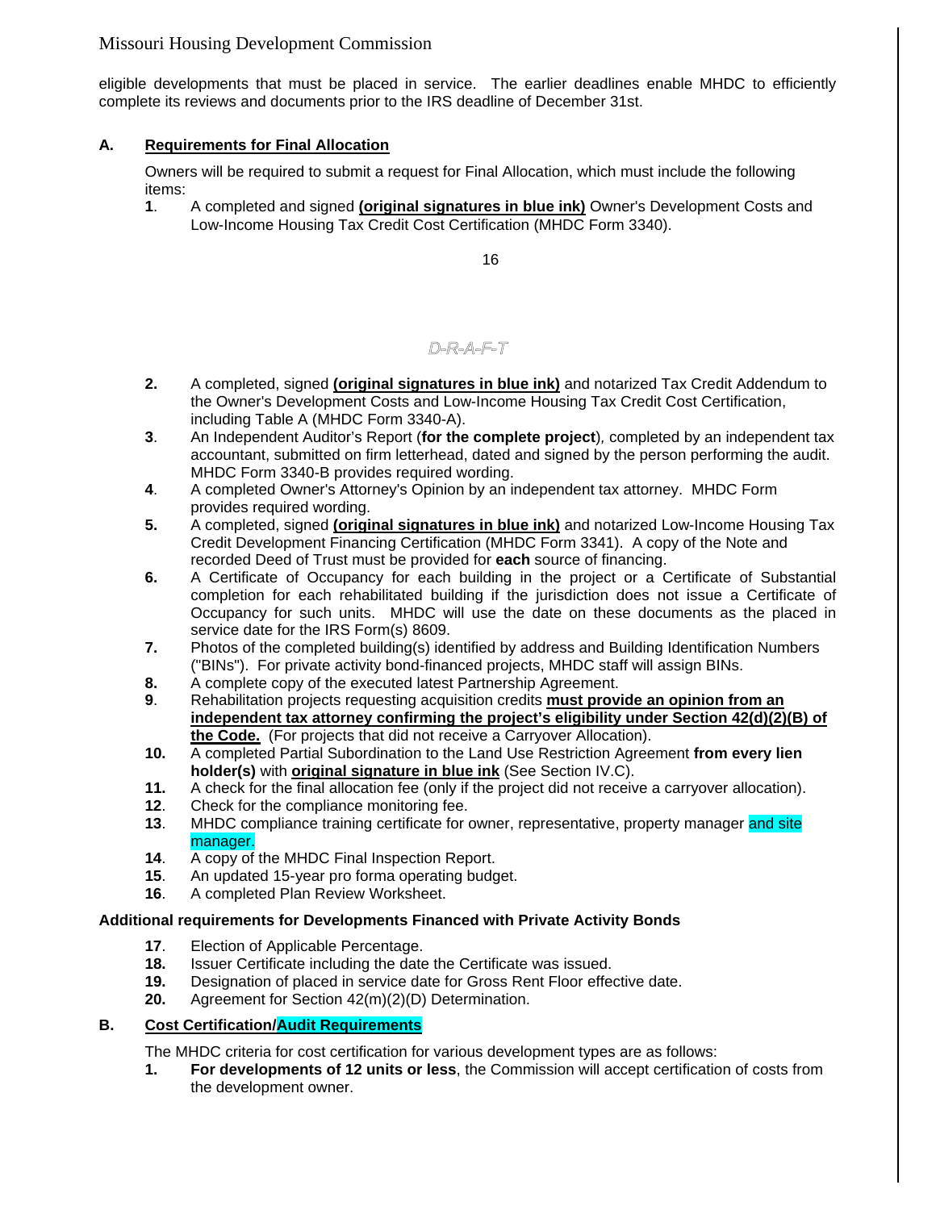eligible developments that must be placed in service. The earlier deadlines enable MHDC to efficiently complete its reviews and documents prior to the IRS deadline of December 31st.

## A. Requirements for Final Allocation

Owners will be required to submit a request for Final Allocation, which must include the following items:

1. A completed and signed **(original signatures in blue ink)** Owner's Development Costs and Low-Income Housing Tax Credit Cost Certification (MHDC Form 3340).

D-R-A-F-T

2. A completed, signed **(original signatures in blue ink)** and notarized Tax Credit Addendum to the Owner's Development Costs and Low-Income Housing Tax Credit Cost Certification, including Table A (MHDC Form 3340-A).
3. An Independent Auditor's Report (**for the complete project**), completed by an independent tax accountant, submitted on firm letterhead, dated and signed by the person performing the audit. MHDC Form 3340-B provides required wording.
4. A completed Owner's Attorney's Opinion by an independent tax attorney. MHDC Form provides required wording.
5. A completed, signed **(original signatures in blue ink)** and notarized Low-Income Housing Tax Credit Development Financing Certification (MHDC Form 3341). A copy of the Note and recorded Deed of Trust must be provided for **each** source of financing.
6. A Certificate of Occupancy for each building in the project or a Certificate of Substantial completion for each rehabilitated building if the jurisdiction does not issue a Certificate of Occupancy for such units. MHDC will use the date on these documents as the placed in service date for the IRS Form(s) 8609.
7. Photos of the completed building(s) identified by address and Building Identification Numbers ("BINs"). For private activity bond-financed projects, MHDC staff will assign BINs.
8. A complete copy of the executed latest Partnership Agreement.
9. Rehabilitation projects requesting acquisition credits **must provide an opinion from an independent tax attorney confirming the project's eligibility under Section 42(d)(2)(B) of the Code.** (For projects that did not receive a Carryover Allocation).
10. A completed Partial Subordination to the Land Use Restriction Agreement **from every lien holder(s)** with **original signature in blue ink** (See Section IV.C).
11. A check for the final allocation fee (only if the project did not receive a carryover allocation).
12. Check for the compliance monitoring fee.
13. MHDC compliance training certificate for owner, representative, property manager and site manager.
14. A copy of the MHDC Final Inspection Report.
15. An updated 15-year pro forma operating budget.
16. A completed Plan Review Worksheet.

**Additional requirements for Developments Financed with Private Activity Bonds**

17. Election of Applicable Percentage.
18. Issuer Certificate including the date the Certificate was issued.
19. Designation of placed in service date for Gross Rent Floor effective date.
20. Agreement for Section 42(m)(2)(D) Determination.

## B. Cost Certification/Audit Requirements

The MHDC criteria for cost certification for various development types are as follows:

1. **For developments of 12 units or less**, the Commission will accept certification of costs from the development owner.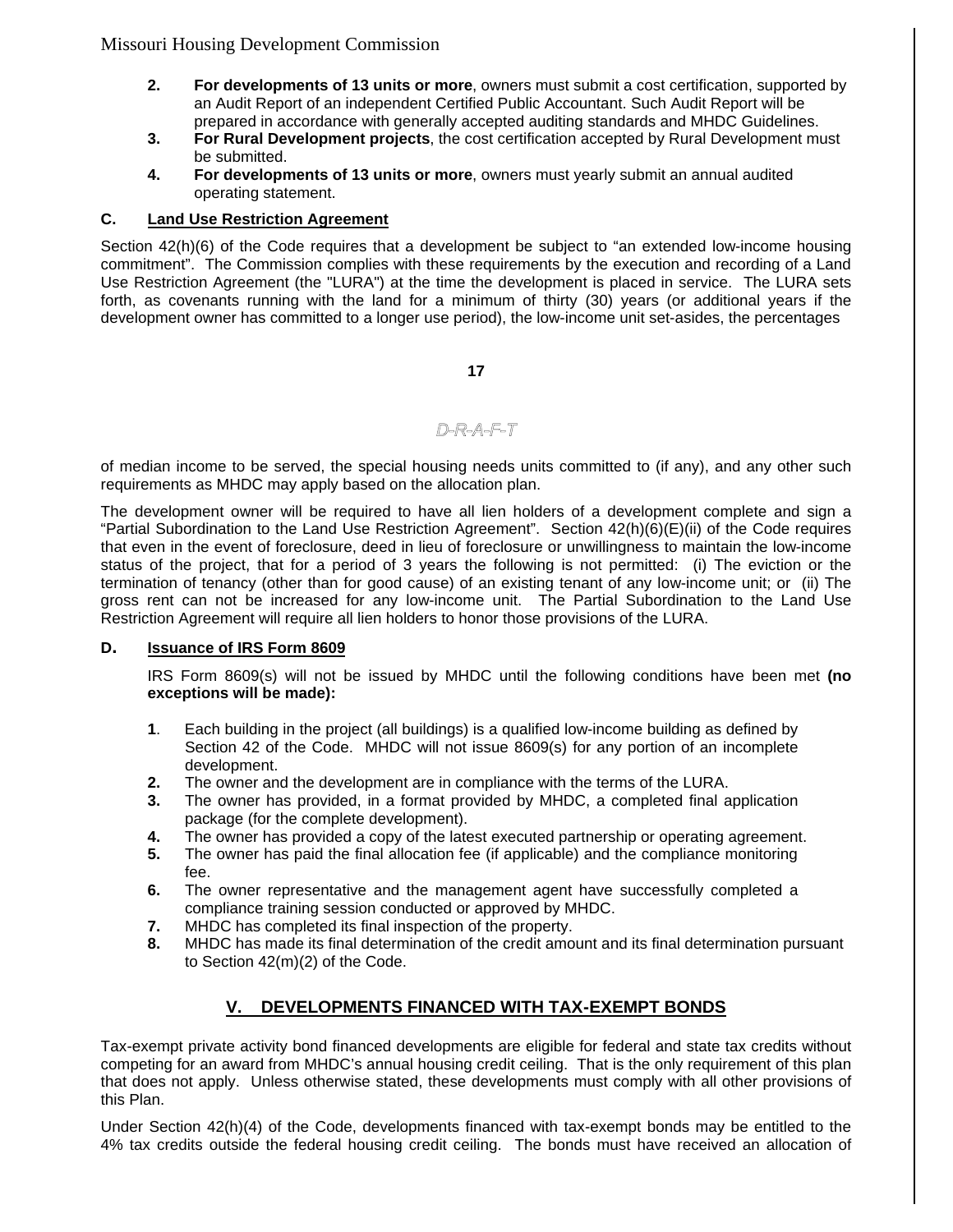2. **For developments of 13 units or more**, owners must submit a cost certification, supported by an Audit Report of an independent Certified Public Accountant. Such Audit Report will be prepared in accordance with generally accepted auditing standards and MHDC Guidelines.
3. **For Rural Development projects**, the cost certification accepted by Rural Development must be submitted.
4. **For developments of 13 units or more**, owners must yearly submit an annual audited operating statement.

### C. Land Use Restriction Agreement

Section 42(h)(6) of the Code requires that a development be subject to "an extended low-income housing commitment". The Commission complies with these requirements by the execution and recording of a Land Use Restriction Agreement (the "LURA") at the time the development is placed in service. The LURA sets forth, as covenants running with the land for a minimum of thirty (30) years (or additional years if the development owner has committed to a longer use period), the low-income unit set-asides, the percentages of median income to be served, the special housing needs units committed to (if any), and any other such requirements as MHDC may apply based on the allocation plan.

The development owner will be required to have all lien holders of a development complete and sign a "Partial Subordination to the Land Use Restriction Agreement". Section 42(h)(6)(E)(ii) of the Code requires that even in the event of foreclosure, deed in lieu of foreclosure or unwillingness to maintain the low-income status of the project, that for a period of 3 years the following is not permitted: (i) The eviction or the termination of tenancy (other than for good cause) of an existing tenant of any low-income unit; or (ii) The gross rent can not be increased for any low-income unit. The Partial Subordination to the Land Use Restriction Agreement will require all lien holders to honor those provisions of the LURA.

### D. Issuance of IRS Form 8609

IRS Form 8609(s) will not be issued by MHDC until the following conditions have been met **(no exceptions will be made):**

1. Each building in the project (all buildings) is a qualified low-income building as defined by Section 42 of the Code. MHDC will not issue 8609(s) for any portion of an incomplete development.
2. The owner and the development are in compliance with the terms of the LURA.
3. The owner has provided, in a format provided by MHDC, a completed final application package (for the complete development).
4. The owner has provided a copy of the latest executed partnership or operating agreement.
5. The owner has paid the final allocation fee (if applicable) and the compliance monitoring fee.
6. The owner representative and the management agent have successfully completed a compliance training session conducted or approved by MHDC.
7. MHDC has completed its final inspection of the property.
8. MHDC has made its final determination of the credit amount and its final determination pursuant to Section 42(m)(2) of the Code.

## V. DEVELOPMENTS FINANCED WITH TAX-EXEMPT BONDS

Tax-exempt private activity bond financed developments are eligible for federal and state tax credits without competing for an award from MHDC's annual housing credit ceiling. That is the only requirement of this plan that does not apply. Unless otherwise stated, these developments must comply with all other provisions of this Plan.

Under Section 42(h)(4) of the Code, developments financed with tax-exempt bonds may be entitled to the 4% tax credits outside the federal housing credit ceiling. The bonds must have received an allocation of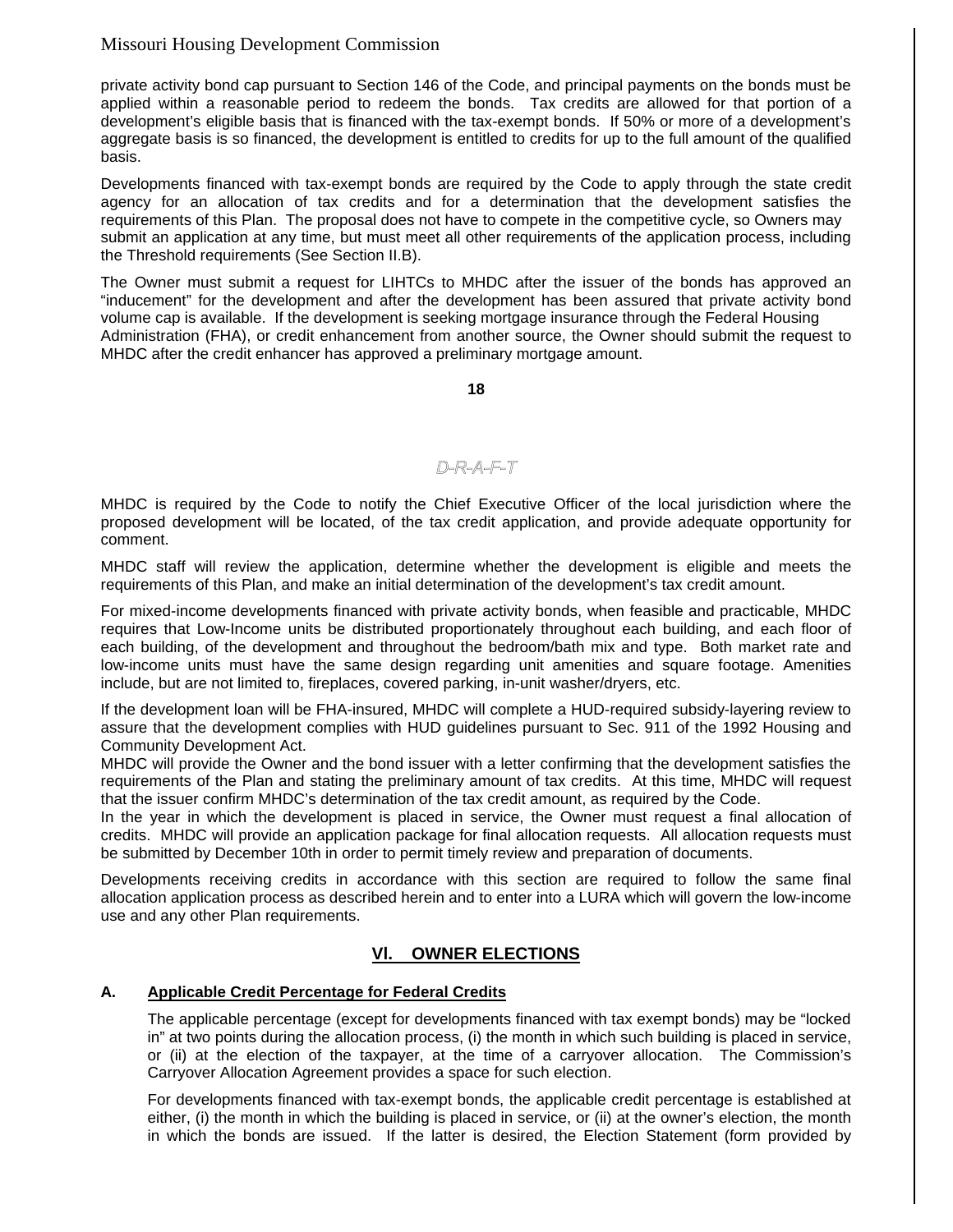private activity bond cap pursuant to Section 146 of the Code, and principal payments on the bonds must be applied within a reasonable period to redeem the bonds. Tax credits are allowed for that portion of a development's eligible basis that is financed with the tax-exempt bonds. If 50% or more of a development's aggregate basis is so financed, the development is entitled to credits for up to the full amount of the qualified basis.

Developments financed with tax-exempt bonds are required by the Code to apply through the state credit agency for an allocation of tax credits and for a determination that the development satisfies the requirements of this Plan. The proposal does not have to compete in the competitive cycle, so Owners may submit an application at any time, but must meet all other requirements of the application process, including the Threshold requirements (See Section II.B).

The Owner must submit a request for LIHTCs to MHDC after the issuer of the bonds has approved an "inducement" for the development and after the development has been assured that private activity bond volume cap is available. If the development is seeking mortgage insurance through the Federal Housing Administration (FHA), or credit enhancement from another source, the Owner should submit the request to MHDC after the credit enhancer has approved a preliminary mortgage amount.

MHDC is required by the Code to notify the Chief Executive Officer of the local jurisdiction where the proposed development will be located, of the tax credit application, and provide adequate opportunity for comment.

MHDC staff will review the application, determine whether the development is eligible and meets the requirements of this Plan, and make an initial determination of the development's tax credit amount.

For mixed-income developments financed with private activity bonds, when feasible and practicable, MHDC requires that Low-Income units be distributed proportionately throughout each building, and each floor of each building, of the development and throughout the bedroom/bath mix and type. Both market rate and low-income units must have the same design regarding unit amenities and square footage. Amenities include, but are not limited to, fireplaces, covered parking, in-unit washer/dryers, etc.

If the development loan will be FHA-insured, MHDC will complete a HUD-required subsidy-layering review to assure that the development complies with HUD guidelines pursuant to Sec. 911 of the 1992 Housing and Community Development Act.

MHDC will provide the Owner and the bond issuer with a letter confirming that the development satisfies the requirements of the Plan and stating the preliminary amount of tax credits. At this time, MHDC will request that the issuer confirm MHDC's determination of the tax credit amount, as required by the Code.

In the year in which the development is placed in service, the Owner must request a final allocation of credits. MHDC will provide an application package for final allocation requests. All allocation requests must be submitted by December 10th in order to permit timely review and preparation of documents.

Developments receiving credits in accordance with this section are required to follow the same final allocation application process as described herein and to enter into a LURA which will govern the low-income use and any other Plan requirements.

## VI. OWNER ELECTIONS

### A. Applicable Credit Percentage for Federal Credits

The applicable percentage (except for developments financed with tax exempt bonds) may be "locked in" at two points during the allocation process, (i) the month in which such building is placed in service, or (ii) at the election of the taxpayer, at the time of a carryover allocation. The Commission's Carryover Allocation Agreement provides a space for such election.

For developments financed with tax-exempt bonds, the applicable credit percentage is established at either, (i) the month in which the building is placed in service, or (ii) at the owner's election, the month in which the bonds are issued. If the latter is desired, the Election Statement (form provided by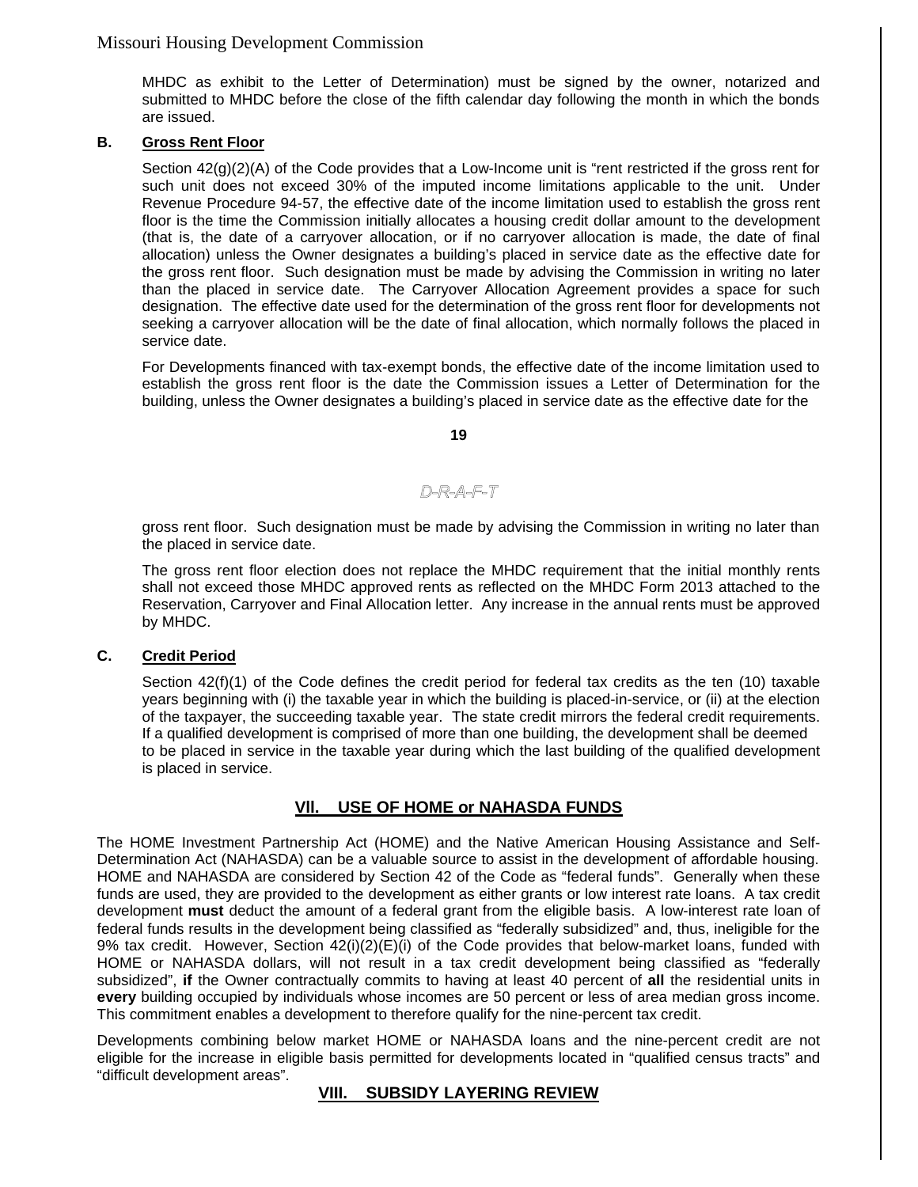MHDC as exhibit to the Letter of Determination) must be signed by the owner, notarized and submitted to MHDC before the close of the fifth calendar day following the month in which the bonds are issued.

### B. Gross Rent Floor

Section 42(g)(2)(A) of the Code provides that a Low-Income unit is "rent restricted if the gross rent for such unit does not exceed 30% of the imputed income limitations applicable to the unit. Under Revenue Procedure 94-57, the effective date of the income limitation used to establish the gross rent floor is the time the Commission initially allocates a housing credit dollar amount to the development (that is, the date of a carryover allocation, or if no carryover allocation is made, the date of final allocation) unless the Owner designates a building's placed in service date as the effective date for the gross rent floor. Such designation must be made by advising the Commission in writing no later than the placed in service date. The Carryover Allocation Agreement provides a space for such designation. The effective date used for the determination of the gross rent floor for developments not seeking a carryover allocation will be the date of final allocation, which normally follows the placed in service date.

For Developments financed with tax-exempt bonds, the effective date of the income limitation used to establish the gross rent floor is the date the Commission issues a Letter of Determination for the building, unless the Owner designates a building's placed in service date as the effective date for the gross rent floor. Such designation must be made by advising the Commission in writing no later than the placed in service date.

The gross rent floor election does not replace the MHDC requirement that the initial monthly rents shall not exceed those MHDC approved rents as reflected on the MHDC Form 2013 attached to the Reservation, Carryover and Final Allocation letter. Any increase in the annual rents must be approved by MHDC.

### C. Credit Period

Section 42(f)(1) of the Code defines the credit period for federal tax credits as the ten (10) taxable years beginning with (i) the taxable year in which the building is placed-in-service, or (ii) at the election of the taxpayer, the succeeding taxable year. The state credit mirrors the federal credit requirements. If a qualified development is comprised of more than one building, the development shall be deemed to be placed in service in the taxable year during which the last building of the qualified development is placed in service.

## VII. USE OF HOME or NAHASDA FUNDS

The HOME Investment Partnership Act (HOME) and the Native American Housing Assistance and Self-Determination Act (NAHASDA) can be a valuable source to assist in the development of affordable housing. HOME and NAHASDA are considered by Section 42 of the Code as "federal funds". Generally when these funds are used, they are provided to the development as either grants or low interest rate loans. A tax credit development **must** deduct the amount of a federal grant from the eligible basis. A low-interest rate loan of federal funds results in the development being classified as "federally subsidized" and, thus, ineligible for the 9% tax credit. However, Section 42(i)(2)(E)(i) of the Code provides that below-market loans, funded with HOME or NAHASDA dollars, will not result in a tax credit development being classified as "federally subsidized", **if** the Owner contractually commits to having at least 40 percent of **all** the residential units in **every** building occupied by individuals whose incomes are 50 percent or less of area median gross income. This commitment enables a development to therefore qualify for the nine-percent tax credit.

Developments combining below market HOME or NAHASDA loans and the nine-percent credit are not eligible for the increase in eligible basis permitted for developments located in "qualified census tracts" and "difficult development areas".

## VIII. SUBSIDY LAYERING REVIEW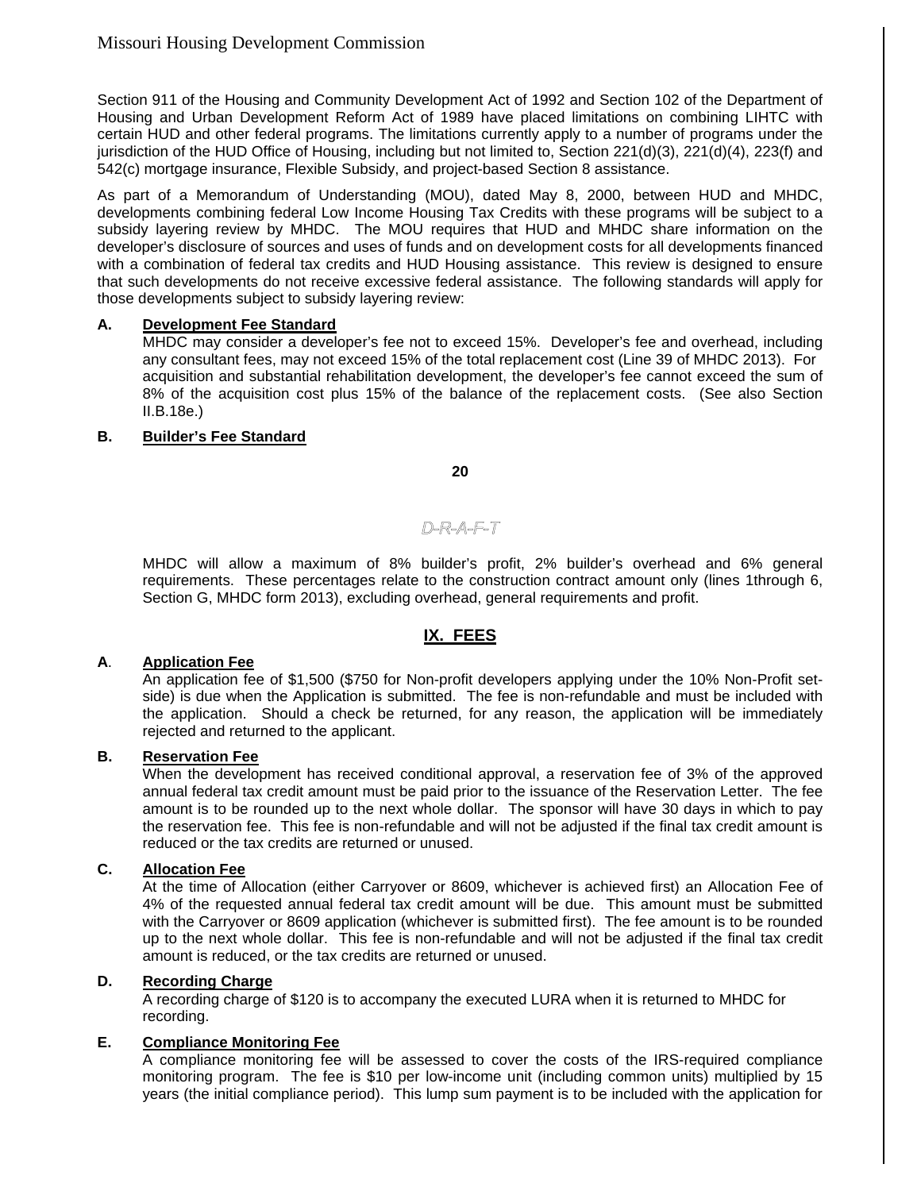Section 911 of the Housing and Community Development Act of 1992 and Section 102 of the Department of Housing and Urban Development Reform Act of 1989 have placed limitations on combining LIHTC with certain HUD and other federal programs. The limitations currently apply to a number of programs under the jurisdiction of the HUD Office of Housing, including but not limited to, Section 221(d)(3), 221(d)(4), 223(f) and 542(c) mortgage insurance, Flexible Subsidy, and project-based Section 8 assistance.

As part of a Memorandum of Understanding (MOU), dated May 8, 2000, between HUD and MHDC, developments combining federal Low Income Housing Tax Credits with these programs will be subject to a subsidy layering review by MHDC. The MOU requires that HUD and MHDC share information on the developer's disclosure of sources and uses of funds and on development costs for all developments financed with a combination of federal tax credits and HUD Housing assistance. This review is designed to ensure that such developments do not receive excessive federal assistance. The following standards will apply for those developments subject to subsidy layering review:

**A. Development Fee Standard**

MHDC may consider a developer's fee not to exceed 15%. Developer's fee and overhead, including any consultant fees, may not exceed 15% of the total replacement cost (Line 39 of MHDC 2013). For acquisition and substantial rehabilitation development, the developer's fee cannot exceed the sum of 8% of the acquisition cost plus 15% of the balance of the replacement costs. (See also Section II.B.18e.)

**B. Builder's Fee Standard**

MHDC will allow a maximum of 8% builder's profit, 2% builder's overhead and 6% general requirements. These percentages relate to the construction contract amount only (lines 1through 6, Section G, MHDC form 2013), excluding overhead, general requirements and profit.

## IX. FEES

**A. Application Fee**

An application fee of $1,500 ($750 for Non-profit developers applying under the 10% Non-Profit set-side) is due when the Application is submitted. The fee is non-refundable and must be included with the application. Should a check be returned, for any reason, the application will be immediately rejected and returned to the applicant.

**B. Reservation Fee**

When the development has received conditional approval, a reservation fee of 3% of the approved annual federal tax credit amount must be paid prior to the issuance of the Reservation Letter. The fee amount is to be rounded up to the next whole dollar. The sponsor will have 30 days in which to pay the reservation fee. This fee is non-refundable and will not be adjusted if the final tax credit amount is reduced or the tax credits are returned or unused.

**C. Allocation Fee**

At the time of Allocation (either Carryover or 8609, whichever is achieved first) an Allocation Fee of 4% of the requested annual federal tax credit amount will be due. This amount must be submitted with the Carryover or 8609 application (whichever is submitted first). The fee amount is to be rounded up to the next whole dollar. This fee is non-refundable and will not be adjusted if the final tax credit amount is reduced, or the tax credits are returned or unused.

**D. Recording Charge**

A recording charge of $120 is to accompany the executed LURA when it is returned to MHDC for recording.

**E. Compliance Monitoring Fee**

A compliance monitoring fee will be assessed to cover the costs of the IRS-required compliance monitoring program. The fee is $10 per low-income unit (including common units) multiplied by 15 years (the initial compliance period). This lump sum payment is to be included with the application for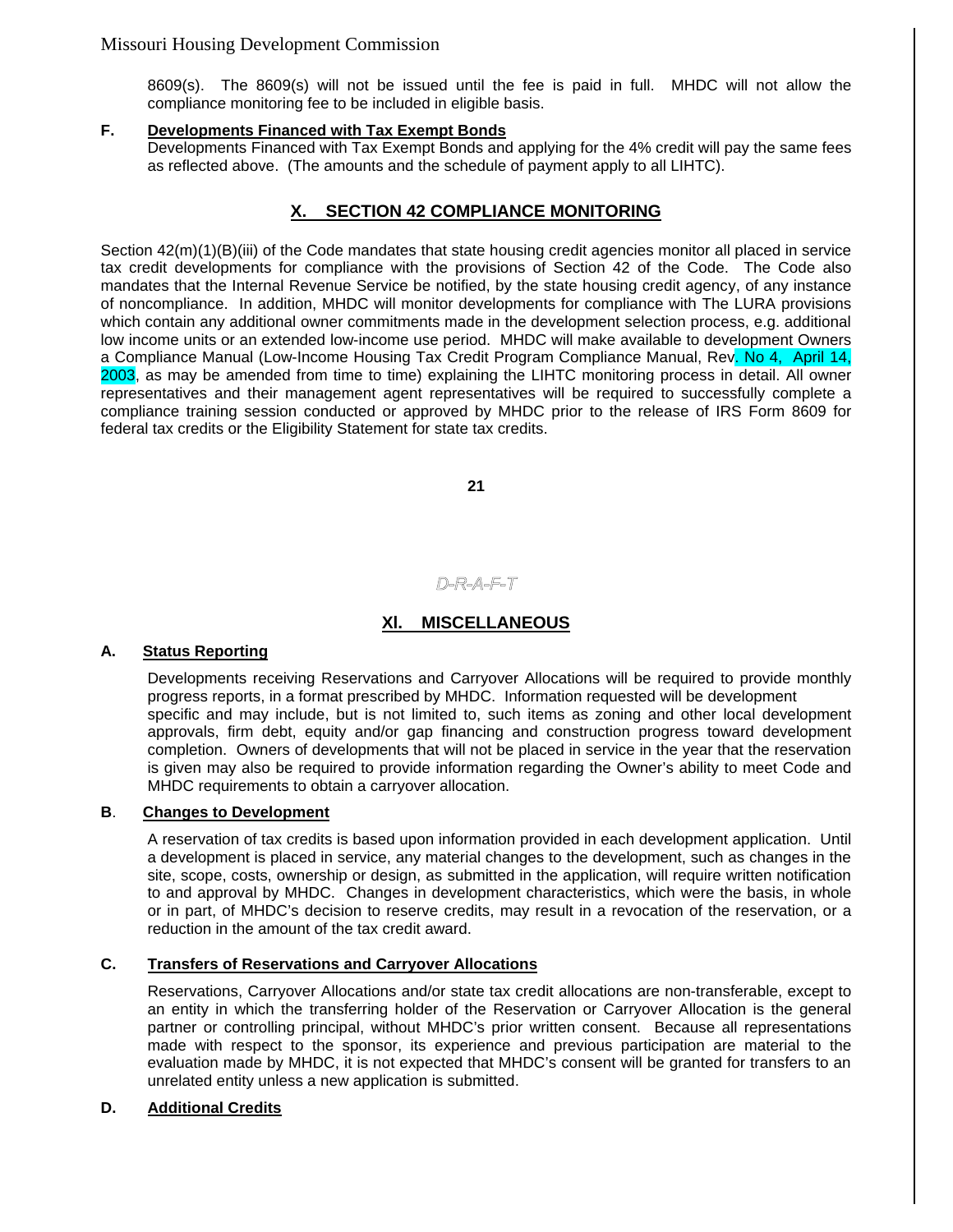8609(s). The 8609(s) will not be issued until the fee is paid in full. MHDC will not allow the compliance monitoring fee to be included in eligible basis.

**F. Developments Financed with Tax Exempt Bonds**

Developments Financed with Tax Exempt Bonds and applying for the 4% credit will pay the same fees as reflected above. (The amounts and the schedule of payment apply to all LIHTC).

## X. SECTION 42 COMPLIANCE MONITORING

Section 42(m)(1)(B)(iii) of the Code mandates that state housing credit agencies monitor all placed in service tax credit developments for compliance with the provisions of Section 42 of the Code. The Code also mandates that the Internal Revenue Service be notified, by the state housing credit agency, of any instance of noncompliance. In addition, MHDC will monitor developments for compliance with The LURA provisions which contain any additional owner commitments made in the development selection process, e.g. additional low income units or an extended low-income use period. MHDC will make available to development Owners a Compliance Manual (Low-Income Housing Tax Credit Program Compliance Manual, Rev. No 4, April 14, 2003, as may be amended from time to time) explaining the LIHTC monitoring process in detail. All owner representatives and their management agent representatives will be required to successfully complete a compliance training session conducted or approved by MHDC prior to the release of IRS Form 8609 for federal tax credits or the Eligibility Statement for state tax credits.

*D-R-A-F-T*

## XI. MISCELLANEOUS

**A. Status Reporting**

Developments receiving Reservations and Carryover Allocations will be required to provide monthly progress reports, in a format prescribed by MHDC. Information requested will be development specific and may include, but is not limited to, such items as zoning and other local development approvals, firm debt, equity and/or gap financing and construction progress toward development completion. Owners of developments that will not be placed in service in the year that the reservation is given may also be required to provide information regarding the Owner's ability to meet Code and MHDC requirements to obtain a carryover allocation.

**B. Changes to Development**

A reservation of tax credits is based upon information provided in each development application. Until a development is placed in service, any material changes to the development, such as changes in the site, scope, costs, ownership or design, as submitted in the application, will require written notification to and approval by MHDC. Changes in development characteristics, which were the basis, in whole or in part, of MHDC's decision to reserve credits, may result in a revocation of the reservation, or a reduction in the amount of the tax credit award.

**C. Transfers of Reservations and Carryover Allocations**

Reservations, Carryover Allocations and/or state tax credit allocations are non-transferable, except to an entity in which the transferring holder of the Reservation or Carryover Allocation is the general partner or controlling principal, without MHDC's prior written consent. Because all representations made with respect to the sponsor, its experience and previous participation are material to the evaluation made by MHDC, it is not expected that MHDC's consent will be granted for transfers to an unrelated entity unless a new application is submitted.

**D. Additional Credits**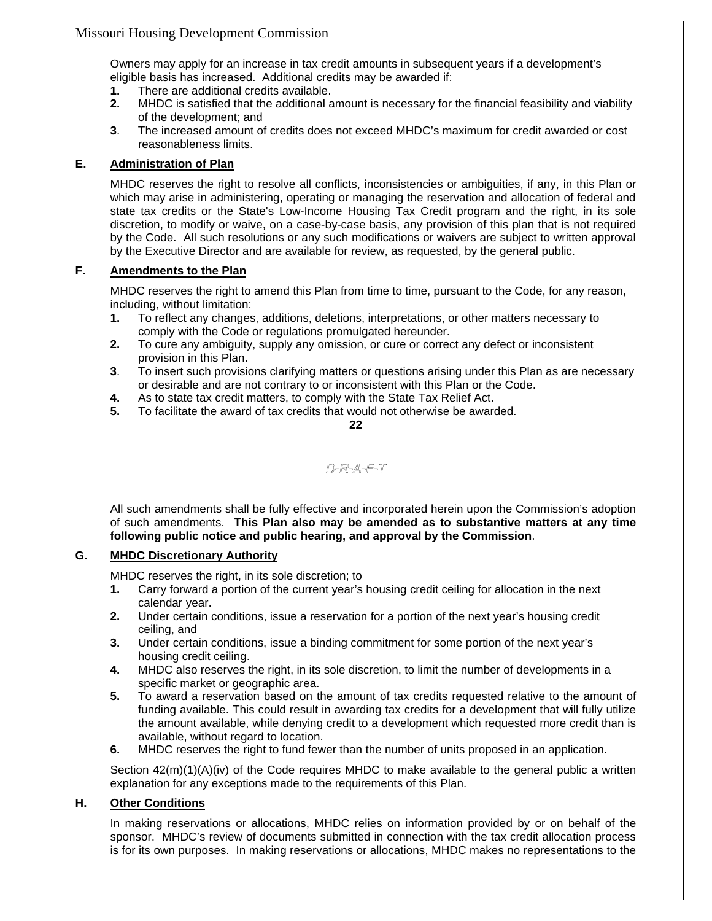Owners may apply for an increase in tax credit amounts in subsequent years if a development's eligible basis has increased. Additional credits may be awarded if:

1. There are additional credits available.
2. MHDC is satisfied that the additional amount is necessary for the financial feasibility and viability of the development; and
3. The increased amount of credits does not exceed MHDC's maximum for credit awarded or cost reasonableness limits.

### E. Administration of Plan

MHDC reserves the right to resolve all conflicts, inconsistencies or ambiguities, if any, in this Plan or which may arise in administering, operating or managing the reservation and allocation of federal and state tax credits or the State's Low-Income Housing Tax Credit program and the right, in its sole discretion, to modify or waive, on a case-by-case basis, any provision of this plan that is not required by the Code. All such resolutions or any such modifications or waivers are subject to written approval by the Executive Director and are available for review, as requested, by the general public.

### F. Amendments to the Plan

MHDC reserves the right to amend this Plan from time to time, pursuant to the Code, for any reason, including, without limitation:

1. To reflect any changes, additions, deletions, interpretations, or other matters necessary to comply with the Code or regulations promulgated hereunder.
2. To cure any ambiguity, supply any omission, or cure or correct any defect or inconsistent provision in this Plan.
3. To insert such provisions clarifying matters or questions arising under this Plan as are necessary or desirable and are not contrary to or inconsistent with this Plan or the Code.
4. As to state tax credit matters, to comply with the State Tax Relief Act.
5. To facilitate the award of tax credits that would not otherwise be awarded.

All such amendments shall be fully effective and incorporated herein upon the Commission's adoption of such amendments. **This Plan also may be amended as to substantive matters at any time following public notice and public hearing, and approval by the Commission**.

### G. MHDC Discretionary Authority

MHDC reserves the right, in its sole discretion; to

1. Carry forward a portion of the current year's housing credit ceiling for allocation in the next calendar year.
2. Under certain conditions, issue a reservation for a portion of the next year's housing credit ceiling, and
3. Under certain conditions, issue a binding commitment for some portion of the next year's housing credit ceiling.
4. MHDC also reserves the right, in its sole discretion, to limit the number of developments in a specific market or geographic area.
5. To award a reservation based on the amount of tax credits requested relative to the amount of funding available. This could result in awarding tax credits for a development that will fully utilize the amount available, while denying credit to a development which requested more credit than is available, without regard to location.
6. MHDC reserves the right to fund fewer than the number of units proposed in an application.

Section 42(m)(1)(A)(iv) of the Code requires MHDC to make available to the general public a written explanation for any exceptions made to the requirements of this Plan.

### H. Other Conditions

In making reservations or allocations, MHDC relies on information provided by or on behalf of the sponsor. MHDC's review of documents submitted in connection with the tax credit allocation process is for its own purposes. In making reservations or allocations, MHDC makes no representations to the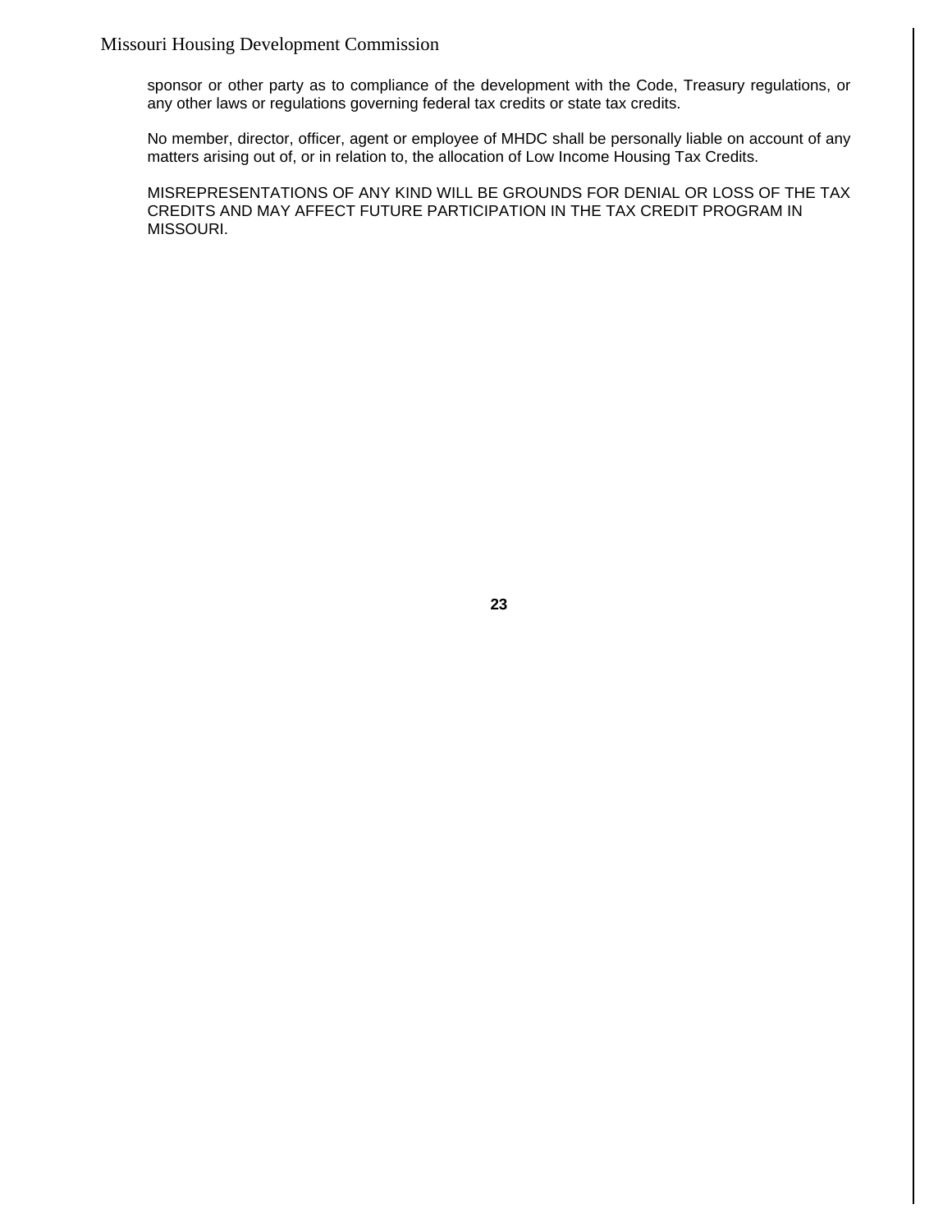sponsor or other party as to compliance of the development with the Code, Treasury regulations, or any other laws or regulations governing federal tax credits or state tax credits.

No member, director, officer, agent or employee of MHDC shall be personally liable on account of any matters arising out of, or in relation to, the allocation of Low Income Housing Tax Credits.

MISREPRESENTATIONS OF ANY KIND WILL BE GROUNDS FOR DENIAL OR LOSS OF THE TAX CREDITS AND MAY AFFECT FUTURE PARTICIPATION IN THE TAX CREDIT PROGRAM IN MISSOURI.